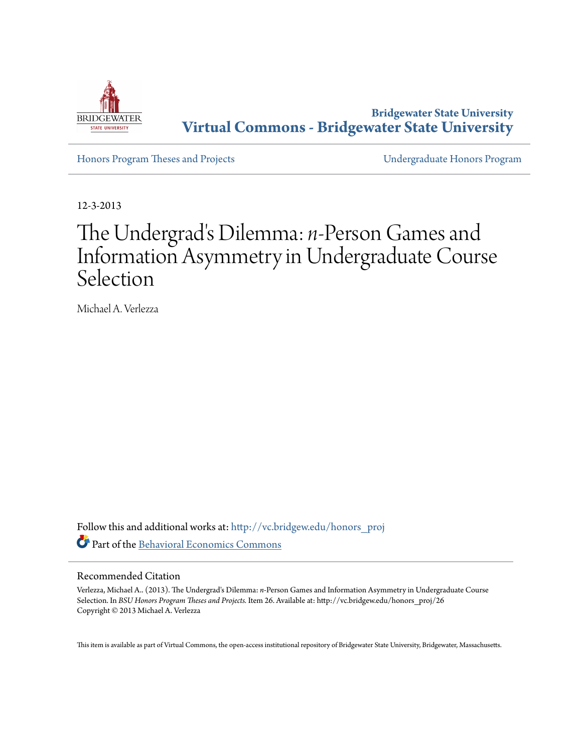Bridgewater State University

# Virtual Commons - Bridgewater State University

Honors Program Theses and Projects

Undergraduate Honors Program

12-3-2013

# The Undergrad's Dilemma: *n*-Person Games and Information Asymmetry in Undergraduate Course Selection

Michael A. Verlezza

Follow this and additional works at: http://vc.bridgew.edu/honors_proj

Part of the Behavioral Economics Commons

## Recommended Citation

Verlezza, Michael A.. (2013). The Undergrad's Dilemma: *n*-Person Games and Information Asymmetry in Undergraduate Course Selection. In *BSU Honors Program Theses and Projects.* Item 26. Available at: http://vc.bridgew.edu/honors_proj/26
Copyright © 2013 Michael A. Verlezza

This item is available as part of Virtual Commons, the open-access institutional repository of Bridgewater State University, Bridgewater, Massachusetts.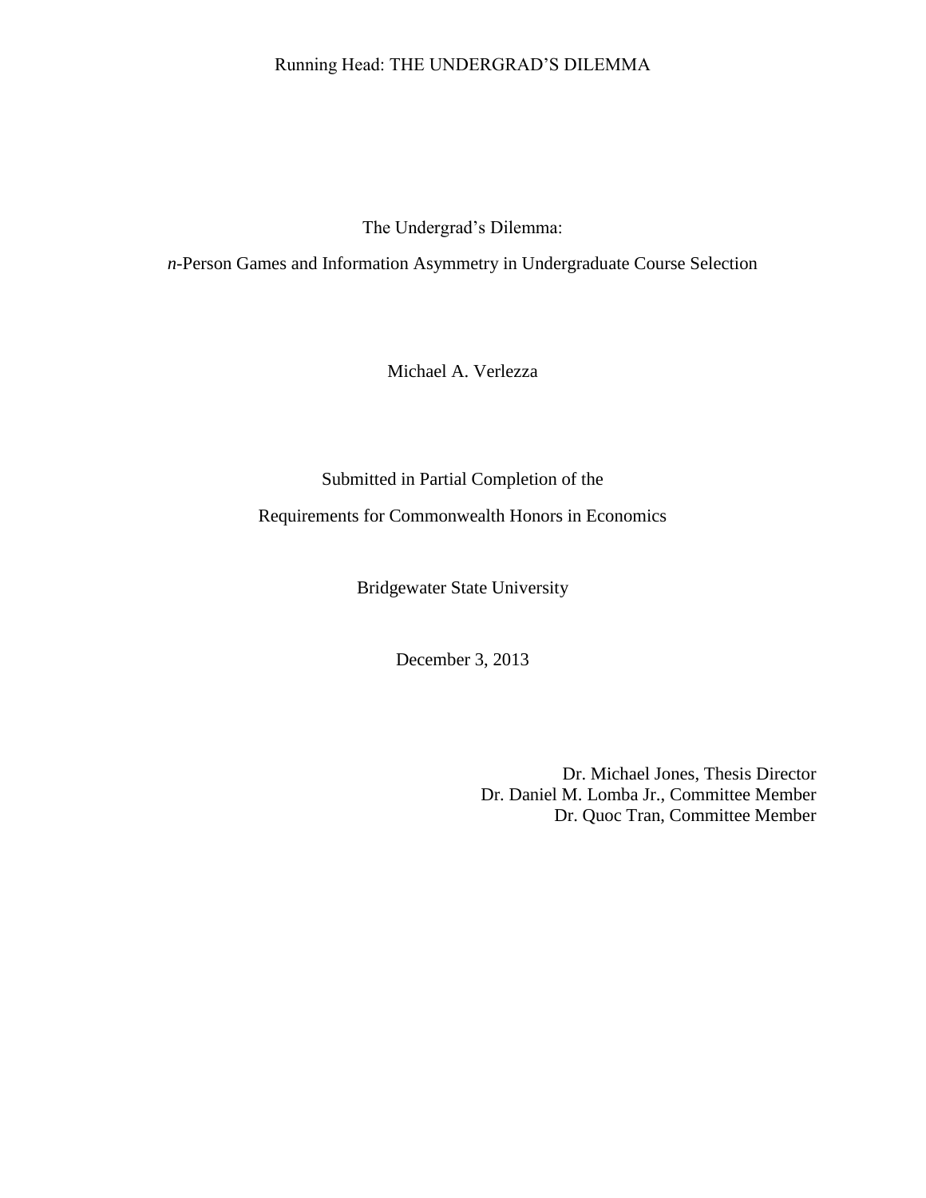# The Undergrad's Dilemma:

## *n*-Person Games and Information Asymmetry in Undergraduate Course Selection

Michael A. Verlezza

Submitted in Partial Completion of the

Requirements for Commonwealth Honors in Economics

Bridgewater State University

December 3, 2013

Dr. Michael Jones, Thesis Director
Dr. Daniel M. Lomba Jr., Committee Member
Dr. Quoc Tran, Committee Member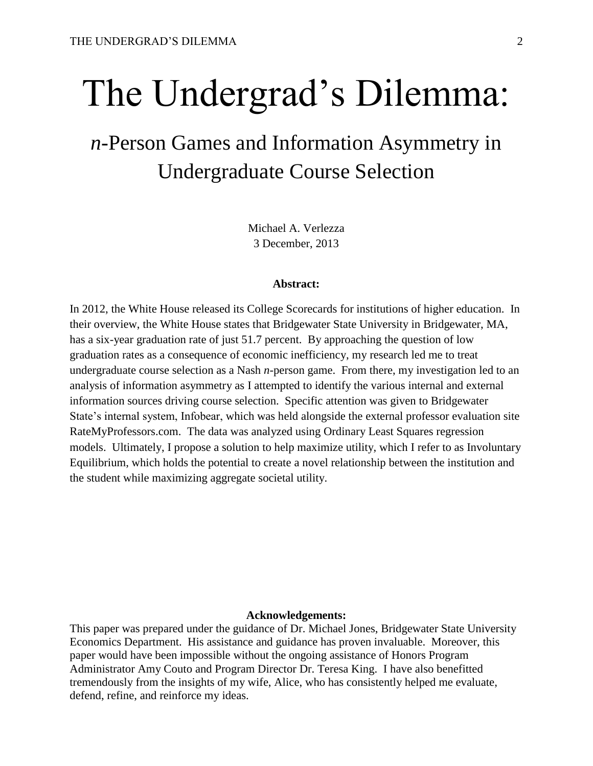# The Undergrad's Dilemma:

## *n*-Person Games and Information Asymmetry in Undergraduate Course Selection

Michael A. Verlezza
3 December, 2013

**Abstract:**

In 2012, the White House released its College Scorecards for institutions of higher education. In their overview, the White House states that Bridgewater State University in Bridgewater, MA, has a six-year graduation rate of just 51.7 percent. By approaching the question of low graduation rates as a consequence of economic inefficiency, my research led me to treat undergraduate course selection as a Nash *n*-person game. From there, my investigation led to an analysis of information asymmetry as I attempted to identify the various internal and external information sources driving course selection. Specific attention was given to Bridgewater State's internal system, Infobear, which was held alongside the external professor evaluation site RateMyProfessors.com. The data was analyzed using Ordinary Least Squares regression models. Ultimately, I propose a solution to help maximize utility, which I refer to as Involuntary Equilibrium, which holds the potential to create a novel relationship between the institution and the student while maximizing aggregate societal utility.

**Acknowledgements:**

This paper was prepared under the guidance of Dr. Michael Jones, Bridgewater State University Economics Department. His assistance and guidance has proven invaluable. Moreover, this paper would have been impossible without the ongoing assistance of Honors Program Administrator Amy Couto and Program Director Dr. Teresa King. I have also benefitted tremendously from the insights of my wife, Alice, who has consistently helped me evaluate, defend, refine, and reinforce my ideas.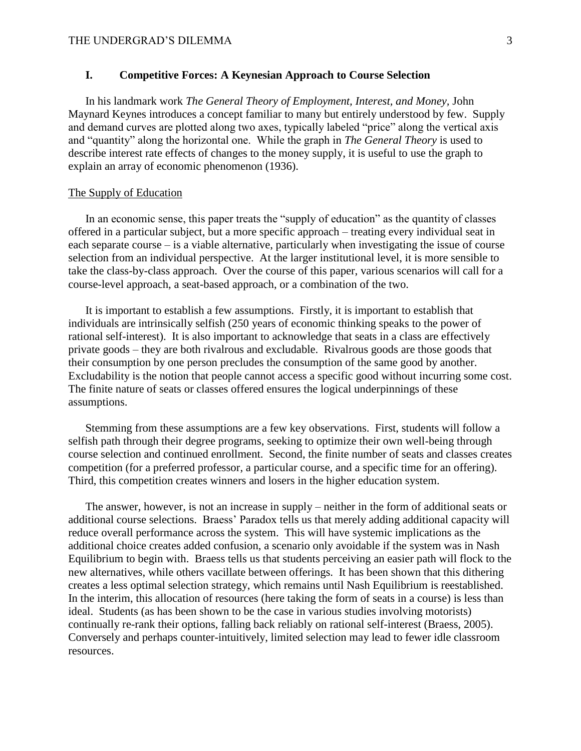## I. Competitive Forces: A Keynesian Approach to Course Selection

In his landmark work *The General Theory of Employment, Interest, and Money*, John Maynard Keynes introduces a concept familiar to many but entirely understood by few. Supply and demand curves are plotted along two axes, typically labeled "price" along the vertical axis and "quantity" along the horizontal one. While the graph in *The General Theory* is used to describe interest rate effects of changes to the money supply, it is useful to use the graph to explain an array of economic phenomenon (1936).

### The Supply of Education

In an economic sense, this paper treats the "supply of education" as the quantity of classes offered in a particular subject, but a more specific approach – treating every individual seat in each separate course – is a viable alternative, particularly when investigating the issue of course selection from an individual perspective. At the larger institutional level, it is more sensible to take the class-by-class approach. Over the course of this paper, various scenarios will call for a course-level approach, a seat-based approach, or a combination of the two.

It is important to establish a few assumptions. Firstly, it is important to establish that individuals are intrinsically selfish (250 years of economic thinking speaks to the power of rational self-interest). It is also important to acknowledge that seats in a class are effectively private goods – they are both rivalrous and excludable. Rivalrous goods are those goods that their consumption by one person precludes the consumption of the same good by another. Excludability is the notion that people cannot access a specific good without incurring some cost. The finite nature of seats or classes offered ensures the logical underpinnings of these assumptions.

Stemming from these assumptions are a few key observations. First, students will follow a selfish path through their degree programs, seeking to optimize their own well-being through course selection and continued enrollment. Second, the finite number of seats and classes creates competition (for a preferred professor, a particular course, and a specific time for an offering). Third, this competition creates winners and losers in the higher education system.

The answer, however, is not an increase in supply – neither in the form of additional seats or additional course selections. Braess' Paradox tells us that merely adding additional capacity will reduce overall performance across the system. This will have systemic implications as the additional choice creates added confusion, a scenario only avoidable if the system was in Nash Equilibrium to begin with. Braess tells us that students perceiving an easier path will flock to the new alternatives, while others vacillate between offerings. It has been shown that this dithering creates a less optimal selection strategy, which remains until Nash Equilibrium is reestablished. In the interim, this allocation of resources (here taking the form of seats in a course) is less than ideal. Students (as has been shown to be the case in various studies involving motorists) continually re-rank their options, falling back reliably on rational self-interest (Braess, 2005). Conversely and perhaps counter-intuitively, limited selection may lead to fewer idle classroom resources.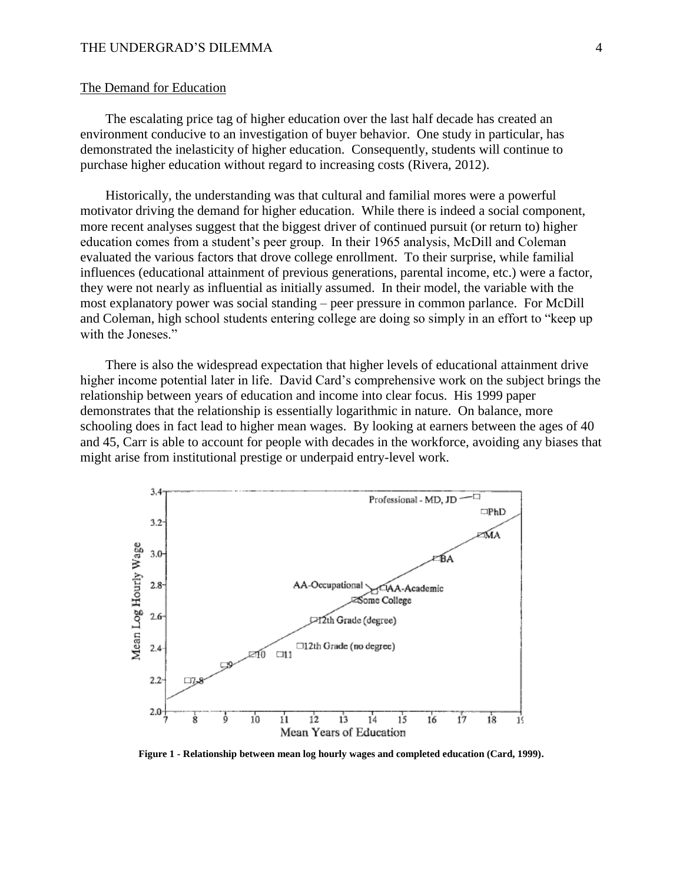## The Demand for Education

The escalating price tag of higher education over the last half decade has created an environment conducive to an investigation of buyer behavior. One study in particular, has demonstrated the inelasticity of higher education. Consequently, students will continue to purchase higher education without regard to increasing costs (Rivera, 2012).

Historically, the understanding was that cultural and familial mores were a powerful motivator driving the demand for higher education. While there is indeed a social component, more recent analyses suggest that the biggest driver of continued pursuit (or return to) higher education comes from a student's peer group. In their 1965 analysis, McDill and Coleman evaluated the various factors that drove college enrollment. To their surprise, while familial influences (educational attainment of previous generations, parental income, etc.) were a factor, they were not nearly as influential as initially assumed. In their model, the variable with the most explanatory power was social standing – peer pressure in common parlance. For McDill and Coleman, high school students entering college are doing so simply in an effort to "keep up with the Joneses."

There is also the widespread expectation that higher levels of educational attainment drive higher income potential later in life. David Card's comprehensive work on the subject brings the relationship between years of education and income into clear focus. His 1999 paper demonstrates that the relationship is essentially logarithmic in nature. On balance, more schooling does in fact lead to higher mean wages. By looking at earners between the ages of 40 and 45, Carr is able to account for people with decades in the workforce, avoiding any biases that might arise from institutional prestige or underpaid entry-level work.

**Figure 1 - Relationship between mean log hourly wages and completed education (Card, 1999).**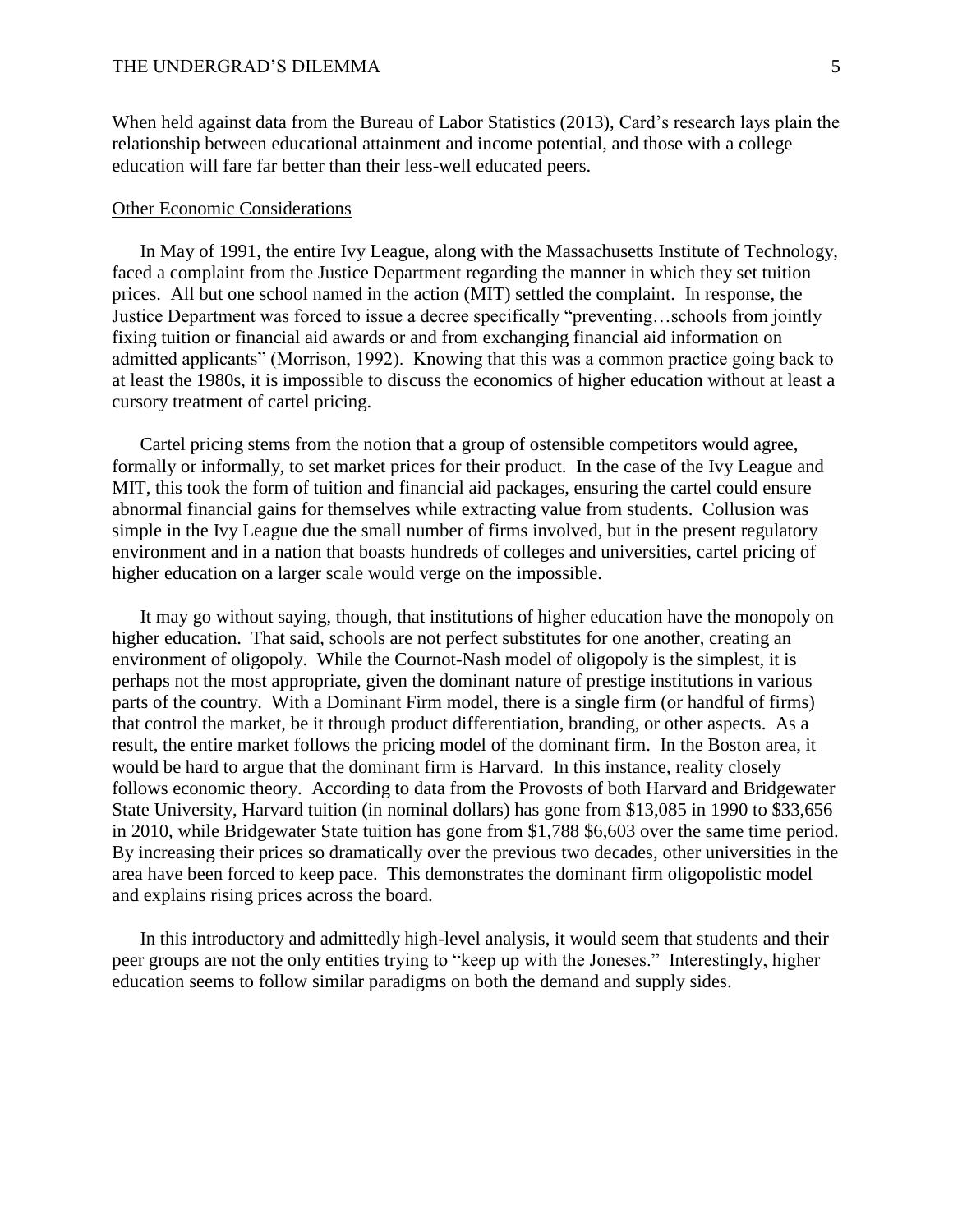When held against data from the Bureau of Labor Statistics (2013), Card's research lays plain the relationship between educational attainment and income potential, and those with a college education will fare far better than their less-well educated peers.

<u>Other Economic Considerations</u>

In May of 1991, the entire Ivy League, along with the Massachusetts Institute of Technology, faced a complaint from the Justice Department regarding the manner in which they set tuition prices. All but one school named in the action (MIT) settled the complaint. In response, the Justice Department was forced to issue a decree specifically "preventing…schools from jointly fixing tuition or financial aid awards or and from exchanging financial aid information on admitted applicants" (Morrison, 1992). Knowing that this was a common practice going back to at least the 1980s, it is impossible to discuss the economics of higher education without at least a cursory treatment of cartel pricing.

Cartel pricing stems from the notion that a group of ostensible competitors would agree, formally or informally, to set market prices for their product. In the case of the Ivy League and MIT, this took the form of tuition and financial aid packages, ensuring the cartel could ensure abnormal financial gains for themselves while extracting value from students. Collusion was simple in the Ivy League due the small number of firms involved, but in the present regulatory environment and in a nation that boasts hundreds of colleges and universities, cartel pricing of higher education on a larger scale would verge on the impossible.

It may go without saying, though, that institutions of higher education have the monopoly on higher education. That said, schools are not perfect substitutes for one another, creating an environment of oligopoly. While the Cournot-Nash model of oligopoly is the simplest, it is perhaps not the most appropriate, given the dominant nature of prestige institutions in various parts of the country. With a Dominant Firm model, there is a single firm (or handful of firms) that control the market, be it through product differentiation, branding, or other aspects. As a result, the entire market follows the pricing model of the dominant firm. In the Boston area, it would be hard to argue that the dominant firm is Harvard. In this instance, reality closely follows economic theory. According to data from the Provosts of both Harvard and Bridgewater State University, Harvard tuition (in nominal dollars) has gone from $13,085 in 1990 to $33,656 in 2010, while Bridgewater State tuition has gone from $1,788 $6,603 over the same time period. By increasing their prices so dramatically over the previous two decades, other universities in the area have been forced to keep pace. This demonstrates the dominant firm oligopolistic model and explains rising prices across the board.

In this introductory and admittedly high-level analysis, it would seem that students and their peer groups are not the only entities trying to "keep up with the Joneses." Interestingly, higher education seems to follow similar paradigms on both the demand and supply sides.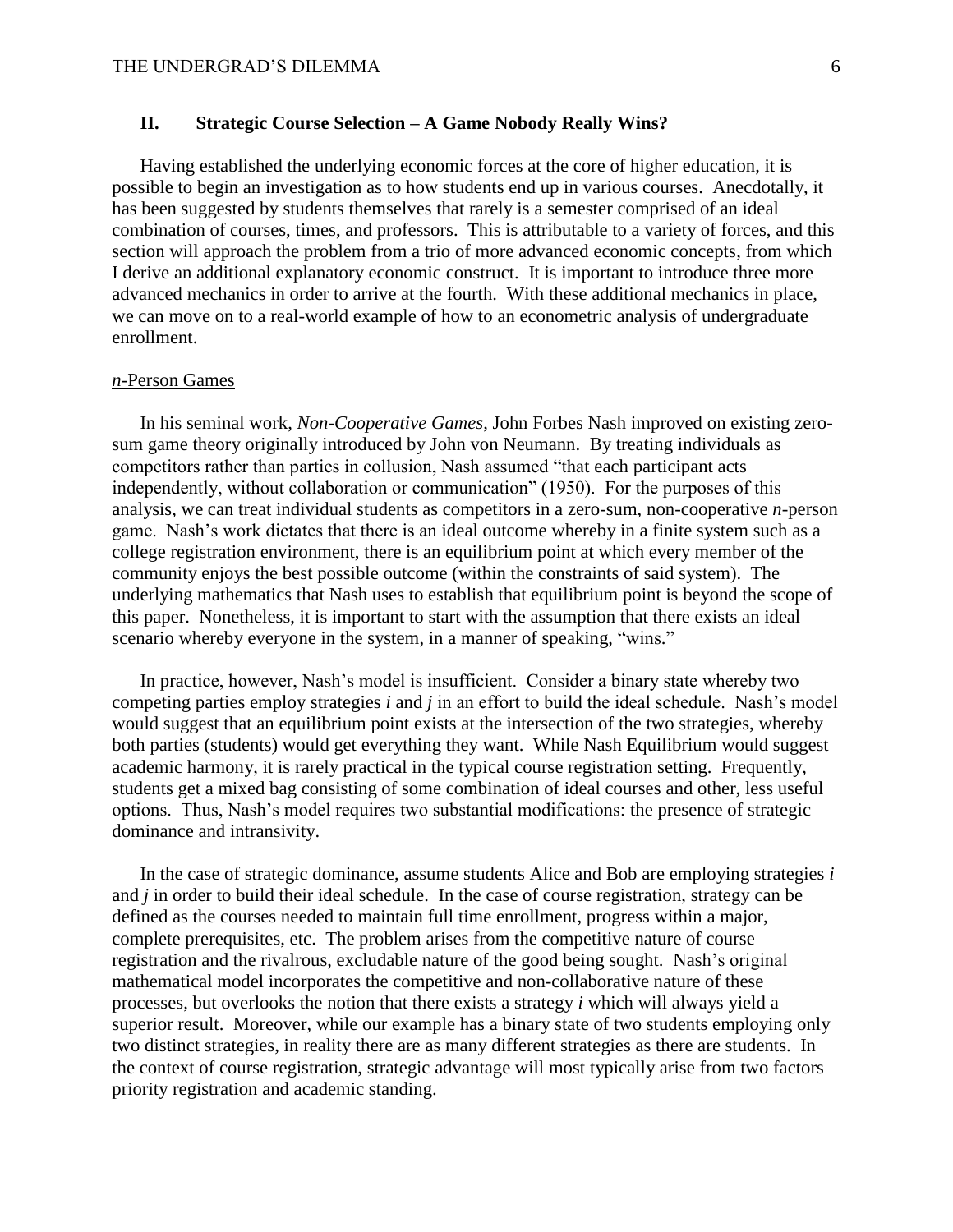## II. Strategic Course Selection – A Game Nobody Really Wins?

Having established the underlying economic forces at the core of higher education, it is possible to begin an investigation as to how students end up in various courses. Anecdotally, it has been suggested by students themselves that rarely is a semester comprised of an ideal combination of courses, times, and professors. This is attributable to a variety of forces, and this section will approach the problem from a trio of more advanced economic concepts, from which I derive an additional explanatory economic construct. It is important to introduce three more advanced mechanics in order to arrive at the fourth. With these additional mechanics in place, we can move on to a real-world example of how to an econometric analysis of undergraduate enrollment.

### *n*-Person Games

In his seminal work, *Non-Cooperative Games*, John Forbes Nash improved on existing zero-sum game theory originally introduced by John von Neumann. By treating individuals as competitors rather than parties in collusion, Nash assumed "that each participant acts independently, without collaboration or communication" (1950). For the purposes of this analysis, we can treat individual students as competitors in a zero-sum, non-cooperative *n*-person game. Nash's work dictates that there is an ideal outcome whereby in a finite system such as a college registration environment, there is an equilibrium point at which every member of the community enjoys the best possible outcome (within the constraints of said system). The underlying mathematics that Nash uses to establish that equilibrium point is beyond the scope of this paper. Nonetheless, it is important to start with the assumption that there exists an ideal scenario whereby everyone in the system, in a manner of speaking, "wins."

In practice, however, Nash's model is insufficient. Consider a binary state whereby two competing parties employ strategies *i* and *j* in an effort to build the ideal schedule. Nash's model would suggest that an equilibrium point exists at the intersection of the two strategies, whereby both parties (students) would get everything they want. While Nash Equilibrium would suggest academic harmony, it is rarely practical in the typical course registration setting. Frequently, students get a mixed bag consisting of some combination of ideal courses and other, less useful options. Thus, Nash's model requires two substantial modifications: the presence of strategic dominance and intransivity.

In the case of strategic dominance, assume students Alice and Bob are employing strategies *i* and *j* in order to build their ideal schedule. In the case of course registration, strategy can be defined as the courses needed to maintain full time enrollment, progress within a major, complete prerequisites, etc. The problem arises from the competitive nature of course registration and the rivalrous, excludable nature of the good being sought. Nash's original mathematical model incorporates the competitive and non-collaborative nature of these processes, but overlooks the notion that there exists a strategy *i* which will always yield a superior result. Moreover, while our example has a binary state of two students employing only two distinct strategies, in reality there are as many different strategies as there are students. In the context of course registration, strategic advantage will most typically arise from two factors – priority registration and academic standing.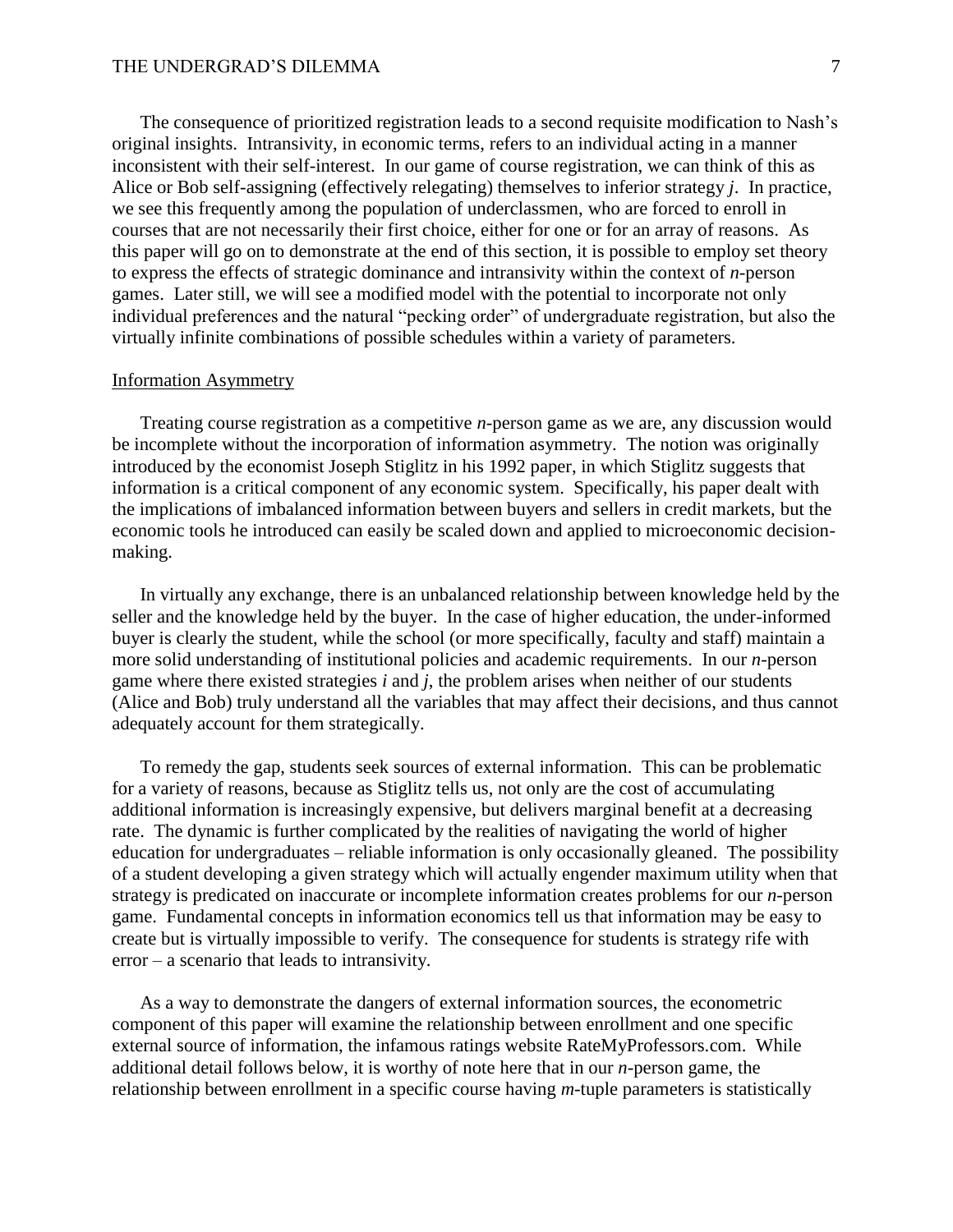The consequence of prioritized registration leads to a second requisite modification to Nash's original insights. Intransivity, in economic terms, refers to an individual acting in a manner inconsistent with their self-interest. In our game of course registration, we can think of this as Alice or Bob self-assigning (effectively relegating) themselves to inferior strategy $j$. In practice, we see this frequently among the population of underclassmen, who are forced to enroll in courses that are not necessarily their first choice, either for one or for an array of reasons. As this paper will go on to demonstrate at the end of this section, it is possible to employ set theory to express the effects of strategic dominance and intransivity within the context of $n$-person games. Later still, we will see a modified model with the potential to incorporate not only individual preferences and the natural "pecking order" of undergraduate registration, but also the virtually infinite combinations of possible schedules within a variety of parameters.

## Information Asymmetry

Treating course registration as a competitive $n$-person game as we are, any discussion would be incomplete without the incorporation of information asymmetry. The notion was originally introduced by the economist Joseph Stiglitz in his 1992 paper, in which Stiglitz suggests that information is a critical component of any economic system. Specifically, his paper dealt with the implications of imbalanced information between buyers and sellers in credit markets, but the economic tools he introduced can easily be scaled down and applied to microeconomic decision-making.

In virtually any exchange, there is an unbalanced relationship between knowledge held by the seller and the knowledge held by the buyer. In the case of higher education, the under-informed buyer is clearly the student, while the school (or more specifically, faculty and staff) maintain a more solid understanding of institutional policies and academic requirements. In our $n$-person game where there existed strategies $i$ and $j$, the problem arises when neither of our students (Alice and Bob) truly understand all the variables that may affect their decisions, and thus cannot adequately account for them strategically.

To remedy the gap, students seek sources of external information. This can be problematic for a variety of reasons, because as Stiglitz tells us, not only are the cost of accumulating additional information is increasingly expensive, but delivers marginal benefit at a decreasing rate. The dynamic is further complicated by the realities of navigating the world of higher education for undergraduates – reliable information is only occasionally gleaned. The possibility of a student developing a given strategy which will actually engender maximum utility when that strategy is predicated on inaccurate or incomplete information creates problems for our $n$-person game. Fundamental concepts in information economics tell us that information may be easy to create but is virtually impossible to verify. The consequence for students is strategy rife with error – a scenario that leads to intransivity.

As a way to demonstrate the dangers of external information sources, the econometric component of this paper will examine the relationship between enrollment and one specific external source of information, the infamous ratings website RateMyProfessors.com. While additional detail follows below, it is worthy of note here that in our $n$-person game, the relationship between enrollment in a specific course having $m$-tuple parameters is statistically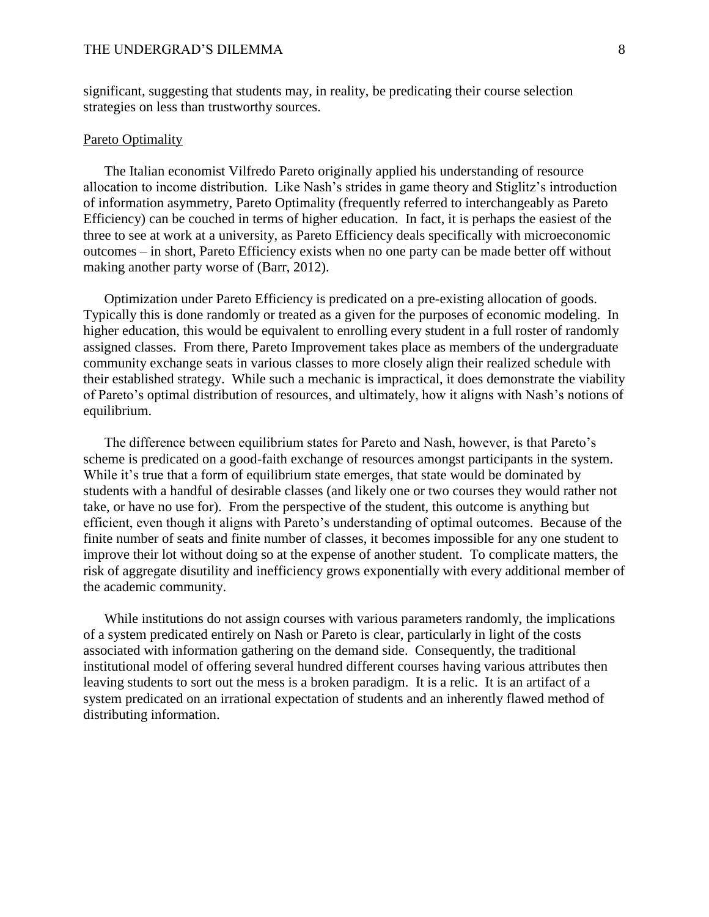significant, suggesting that students may, in reality, be predicating their course selection strategies on less than trustworthy sources.

## Pareto Optimality

The Italian economist Vilfredo Pareto originally applied his understanding of resource allocation to income distribution. Like Nash's strides in game theory and Stiglitz's introduction of information asymmetry, Pareto Optimality (frequently referred to interchangeably as Pareto Efficiency) can be couched in terms of higher education. In fact, it is perhaps the easiest of the three to see at work at a university, as Pareto Efficiency deals specifically with microeconomic outcomes – in short, Pareto Efficiency exists when no one party can be made better off without making another party worse of (Barr, 2012).

Optimization under Pareto Efficiency is predicated on a pre-existing allocation of goods. Typically this is done randomly or treated as a given for the purposes of economic modeling. In higher education, this would be equivalent to enrolling every student in a full roster of randomly assigned classes. From there, Pareto Improvement takes place as members of the undergraduate community exchange seats in various classes to more closely align their realized schedule with their established strategy. While such a mechanic is impractical, it does demonstrate the viability of Pareto's optimal distribution of resources, and ultimately, how it aligns with Nash's notions of equilibrium.

The difference between equilibrium states for Pareto and Nash, however, is that Pareto's scheme is predicated on a good-faith exchange of resources amongst participants in the system. While it's true that a form of equilibrium state emerges, that state would be dominated by students with a handful of desirable classes (and likely one or two courses they would rather not take, or have no use for). From the perspective of the student, this outcome is anything but efficient, even though it aligns with Pareto's understanding of optimal outcomes. Because of the finite number of seats and finite number of classes, it becomes impossible for any one student to improve their lot without doing so at the expense of another student. To complicate matters, the risk of aggregate disutility and inefficiency grows exponentially with every additional member of the academic community.

While institutions do not assign courses with various parameters randomly, the implications of a system predicated entirely on Nash or Pareto is clear, particularly in light of the costs associated with information gathering on the demand side. Consequently, the traditional institutional model of offering several hundred different courses having various attributes then leaving students to sort out the mess is a broken paradigm. It is a relic. It is an artifact of a system predicated on an irrational expectation of students and an inherently flawed method of distributing information.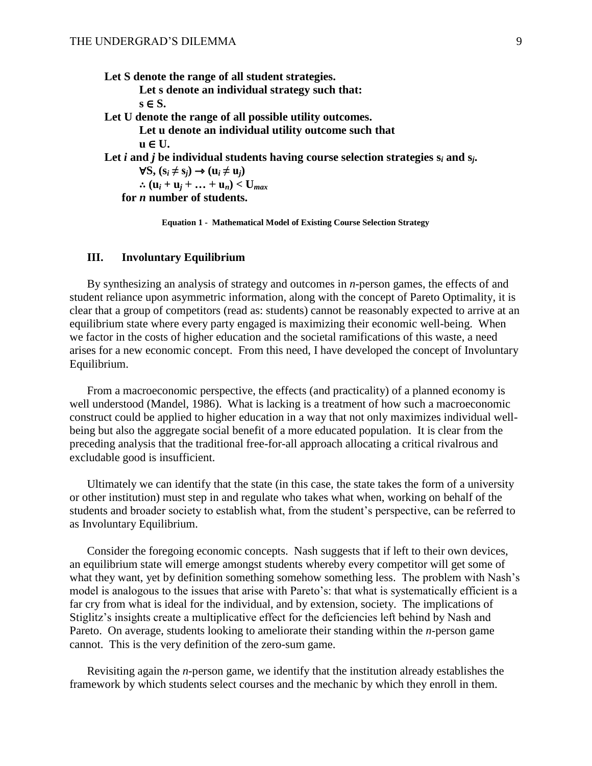**Let S denote the range of all student strategies.**

**Let s denote an individual strategy such that:**

**$s \in S$.**

**Let U denote the range of all possible utility outcomes.**

**Let u denote an individual utility outcome such that**

**$u \in U$.**

**Let *i* and *j* be individual students having course selection strategies $s_i$ and $s_j$.**

**$\forall S, (s_i \neq s_j) \rightarrow (u_i \neq u_j)$**

**$\therefore (u_i + u_j + \ldots + u_n) < U_{max}$**

**for *n* number of students.**

**Equation 1 - Mathematical Model of Existing Course Selection Strategy**

## III. Involuntary Equilibrium

By synthesizing an analysis of strategy and outcomes in *n*-person games, the effects of and student reliance upon asymmetric information, along with the concept of Pareto Optimality, it is clear that a group of competitors (read as: students) cannot be reasonably expected to arrive at an equilibrium state where every party engaged is maximizing their economic well-being. When we factor in the costs of higher education and the societal ramifications of this waste, a need arises for a new economic concept. From this need, I have developed the concept of Involuntary Equilibrium.

From a macroeconomic perspective, the effects (and practicality) of a planned economy is well understood (Mandel, 1986). What is lacking is a treatment of how such a macroeconomic construct could be applied to higher education in a way that not only maximizes individual well-being but also the aggregate social benefit of a more educated population. It is clear from the preceding analysis that the traditional free-for-all approach allocating a critical rivalrous and excludable good is insufficient.

Ultimately we can identify that the state (in this case, the state takes the form of a university or other institution) must step in and regulate who takes what when, working on behalf of the students and broader society to establish what, from the student's perspective, can be referred to as Involuntary Equilibrium.

Consider the foregoing economic concepts. Nash suggests that if left to their own devices, an equilibrium state will emerge amongst students whereby every competitor will get some of what they want, yet by definition something somehow something less. The problem with Nash's model is analogous to the issues that arise with Pareto's: that what is systematically efficient is a far cry from what is ideal for the individual, and by extension, society. The implications of Stiglitz's insights create a multiplicative effect for the deficiencies left behind by Nash and Pareto. On average, students looking to ameliorate their standing within the *n*-person game cannot. This is the very definition of the zero-sum game.

Revisiting again the *n*-person game, we identify that the institution already establishes the framework by which students select courses and the mechanic by which they enroll in them.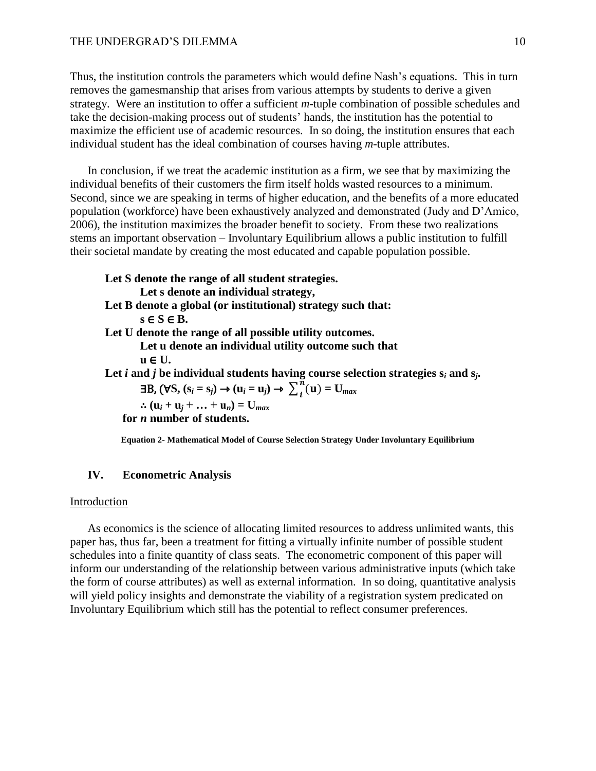Thus, the institution controls the parameters which would define Nash's equations. This in turn removes the gamesmanship that arises from various attempts by students to derive a given strategy. Were an institution to offer a sufficient *m*-tuple combination of possible schedules and take the decision-making process out of students' hands, the institution has the potential to maximize the efficient use of academic resources. In so doing, the institution ensures that each individual student has the ideal combination of courses having *m*-tuple attributes.

In conclusion, if we treat the academic institution as a firm, we see that by maximizing the individual benefits of their customers the firm itself holds wasted resources to a minimum. Second, since we are speaking in terms of higher education, and the benefits of a more educated population (workforce) have been exhaustively analyzed and demonstrated (Judy and D'Amico, 2006), the institution maximizes the broader benefit to society. From these two realizations stems an important observation – Involuntary Equilibrium allows a public institution to fulfill their societal mandate by creating the most educated and capable population possible.

**Let S denote the range of all student strategies.**
**Let s denote an individual strategy,**
**Let B denote a global (or institutional) strategy such that:**
$\mathbf{s \in S \in B.}$
**Let U denote the range of all possible utility outcomes.**
**Let u denote an individual utility outcome such that**
$\mathbf{u \in U.}$
**Let *i* and *j* be individual students having course selection strategies $s_i$ and $s_j$.**

$$\exists B, (\forall S, (s_i = s_j) \rightarrow (u_i = u_j) \rightarrow \sum_{i}^{n}(u) = U_{max}$$

$$\therefore (u_i + u_j + \ldots + u_n) = U_{max}$$

**for *n* number of students.**

**Equation 2- Mathematical Model of Course Selection Strategy Under Involuntary Equilibrium**

## IV. Econometric Analysis

Introduction

As economics is the science of allocating limited resources to address unlimited wants, this paper has, thus far, been a treatment for fitting a virtually infinite number of possible student schedules into a finite quantity of class seats. The econometric component of this paper will inform our understanding of the relationship between various administrative inputs (which take the form of course attributes) as well as external information. In so doing, quantitative analysis will yield policy insights and demonstrate the viability of a registration system predicated on Involuntary Equilibrium which still has the potential to reflect consumer preferences.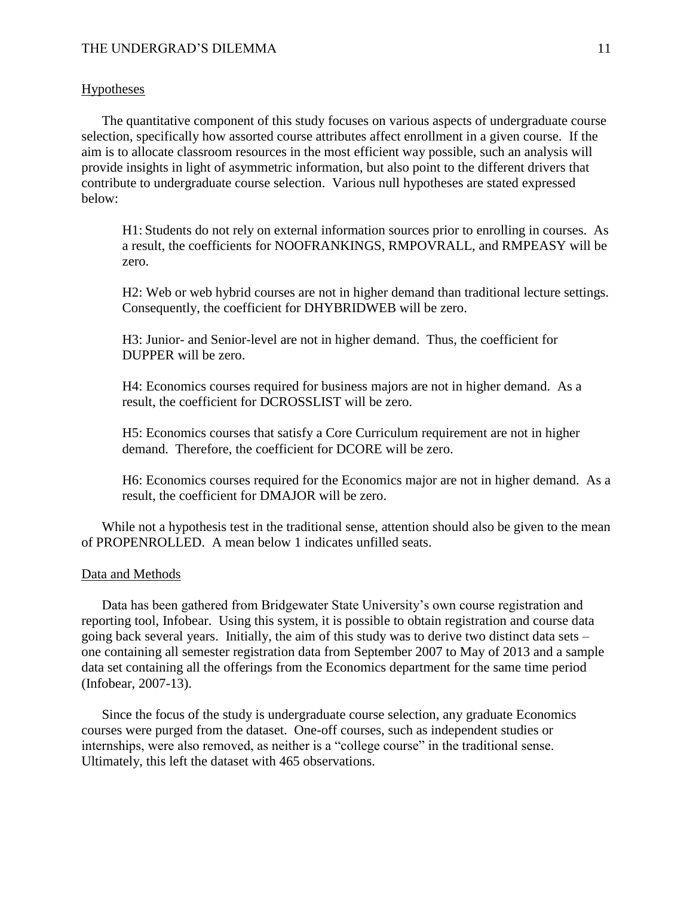## Hypotheses

The quantitative component of this study focuses on various aspects of undergraduate course selection, specifically how assorted course attributes affect enrollment in a given course. If the aim is to allocate classroom resources in the most efficient way possible, such an analysis will provide insights in light of asymmetric information, but also point to the different drivers that contribute to undergraduate course selection. Various null hypotheses are stated expressed below:

> H1: Students do not rely on external information sources prior to enrolling in courses. As a result, the coefficients for NOOFRANKINGS, RMPOVRALL, and RMPEASY will be zero.
>
> H2: Web or web hybrid courses are not in higher demand than traditional lecture settings. Consequently, the coefficient for DHYBRIDWEB will be zero.
>
> H3: Junior- and Senior-level are not in higher demand. Thus, the coefficient for DUPPER will be zero.
>
> H4: Economics courses required for business majors are not in higher demand. As a result, the coefficient for DCROSSLIST will be zero.
>
> H5: Economics courses that satisfy a Core Curriculum requirement are not in higher demand. Therefore, the coefficient for DCORE will be zero.
>
> H6: Economics courses required for the Economics major are not in higher demand. As a result, the coefficient for DMAJOR will be zero.

While not a hypothesis test in the traditional sense, attention should also be given to the mean of PROPENROLLED. A mean below 1 indicates unfilled seats.

## Data and Methods

Data has been gathered from Bridgewater State University's own course registration and reporting tool, Infobear. Using this system, it is possible to obtain registration and course data going back several years. Initially, the aim of this study was to derive two distinct data sets – one containing all semester registration data from September 2007 to May of 2013 and a sample data set containing all the offerings from the Economics department for the same time period (Infobear, 2007-13).

Since the focus of the study is undergraduate course selection, any graduate Economics courses were purged from the dataset. One-off courses, such as independent studies or internships, were also removed, as neither is a "college course" in the traditional sense. Ultimately, this left the dataset with 465 observations.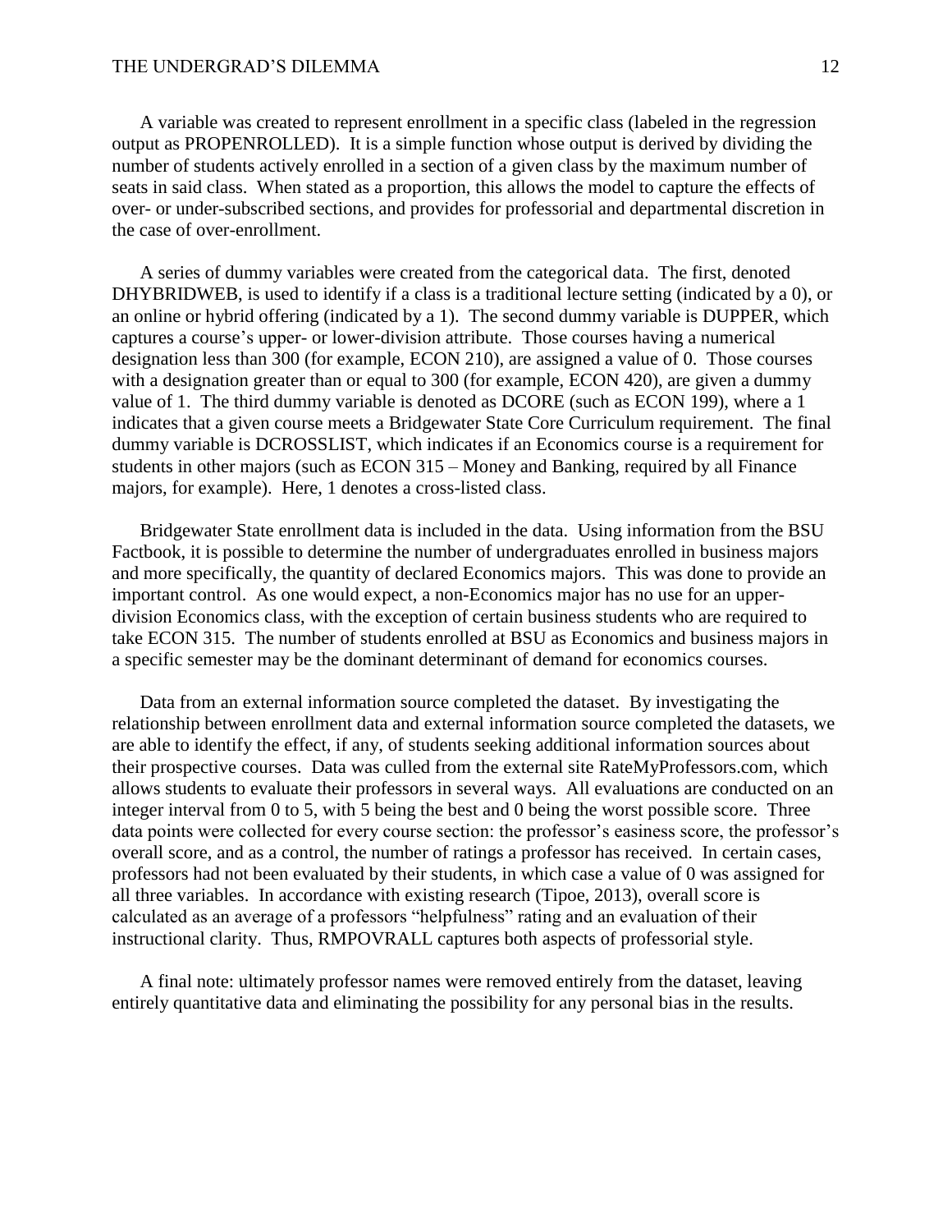A variable was created to represent enrollment in a specific class (labeled in the regression output as PROPENROLLED). It is a simple function whose output is derived by dividing the number of students actively enrolled in a section of a given class by the maximum number of seats in said class. When stated as a proportion, this allows the model to capture the effects of over- or under-subscribed sections, and provides for professorial and departmental discretion in the case of over-enrollment.

A series of dummy variables were created from the categorical data. The first, denoted DHYBRIDWEB, is used to identify if a class is a traditional lecture setting (indicated by a 0), or an online or hybrid offering (indicated by a 1). The second dummy variable is DUPPER, which captures a course's upper- or lower-division attribute. Those courses having a numerical designation less than 300 (for example, ECON 210), are assigned a value of 0. Those courses with a designation greater than or equal to 300 (for example, ECON 420), are given a dummy value of 1. The third dummy variable is denoted as DCORE (such as ECON 199), where a 1 indicates that a given course meets a Bridgewater State Core Curriculum requirement. The final dummy variable is DCROSSLIST, which indicates if an Economics course is a requirement for students in other majors (such as ECON 315 – Money and Banking, required by all Finance majors, for example). Here, 1 denotes a cross-listed class.

Bridgewater State enrollment data is included in the data. Using information from the BSU Factbook, it is possible to determine the number of undergraduates enrolled in business majors and more specifically, the quantity of declared Economics majors. This was done to provide an important control. As one would expect, a non-Economics major has no use for an upper-division Economics class, with the exception of certain business students who are required to take ECON 315. The number of students enrolled at BSU as Economics and business majors in a specific semester may be the dominant determinant of demand for economics courses.

Data from an external information source completed the dataset. By investigating the relationship between enrollment data and external information source completed the datasets, we are able to identify the effect, if any, of students seeking additional information sources about their prospective courses. Data was culled from the external site RateMyProfessors.com, which allows students to evaluate their professors in several ways. All evaluations are conducted on an integer interval from 0 to 5, with 5 being the best and 0 being the worst possible score. Three data points were collected for every course section: the professor's easiness score, the professor's overall score, and as a control, the number of ratings a professor has received. In certain cases, professors had not been evaluated by their students, in which case a value of 0 was assigned for all three variables. In accordance with existing research (Tipoe, 2013), overall score is calculated as an average of a professors "helpfulness" rating and an evaluation of their instructional clarity. Thus, RMPOVRALL captures both aspects of professorial style.

A final note: ultimately professor names were removed entirely from the dataset, leaving entirely quantitative data and eliminating the possibility for any personal bias in the results.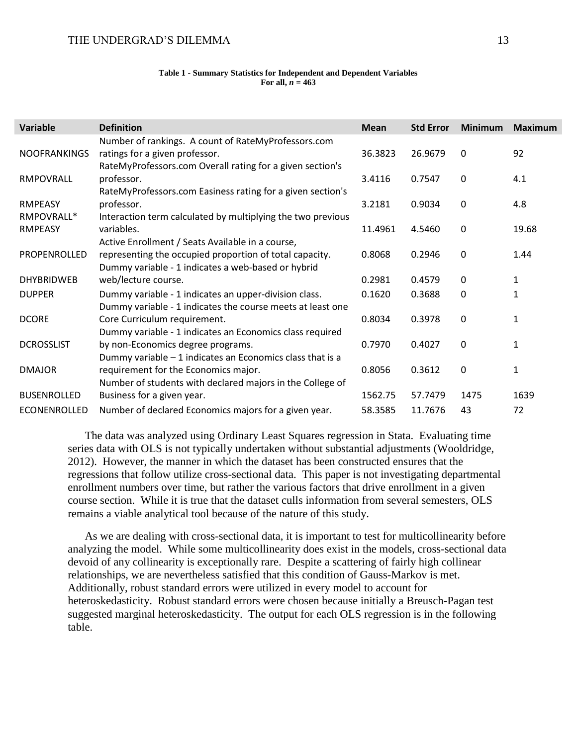**Table 1 - Summary Statistics for Independent and Dependent Variables**
**For all, $n$ = 463**

| Variable | Definition | Mean | Std Error | Minimum | Maximum |
|---|---|---|---|---|---|
| NOOFRANKINGS | Number of rankings. A count of RateMyProfessors.com ratings for a given professor. | 36.3823 | 26.9679 | 0 | 92 |
| RMPOVRALL | RateMyProfessors.com Overall rating for a given section's professor. | 3.4116 | 0.7547 | 0 | 4.1 |
| RMPEASY | RateMyProfessors.com Easiness rating for a given section's professor. | 3.2181 | 0.9034 | 0 | 4.8 |
| RMPOVRALL* RMPEASY | Interaction term calculated by multiplying the two previous variables. | 11.4961 | 4.5460 | 0 | 19.68 |
| PROPENROLLED | Active Enrollment / Seats Available in a course, representing the occupied proportion of total capacity. | 0.8068 | 0.2946 | 0 | 1.44 |
| DHYBRIDWEB | Dummy variable - 1 indicates a web-based or hybrid web/lecture course. | 0.2981 | 0.4579 | 0 | 1 |
| DUPPER | Dummy variable - 1 indicates an upper-division class. | 0.1620 | 0.3688 | 0 | 1 |
| DCORE | Dummy variable - 1 indicates the course meets at least one Core Curriculum requirement. | 0.8034 | 0.3978 | 0 | 1 |
| DCROSSLIST | Dummy variable - 1 indicates an Economics class required by non-Economics degree programs. | 0.7970 | 0.4027 | 0 | 1 |
| DMAJOR | Dummy variable – 1 indicates an Economics class that is a requirement for the Economics major. | 0.8056 | 0.3612 | 0 | 1 |
| BUSENROLLED | Number of students with declared majors in the College of Business for a given year. | 1562.75 | 57.7479 | 1475 | 1639 |
| ECONENROLLED | Number of declared Economics majors for a given year. | 58.3585 | 11.7676 | 43 | 72 |

The data was analyzed using Ordinary Least Squares regression in Stata. Evaluating time series data with OLS is not typically undertaken without substantial adjustments (Wooldridge, 2012). However, the manner in which the dataset has been constructed ensures that the regressions that follow utilize cross-sectional data. This paper is not investigating departmental enrollment numbers over time, but rather the various factors that drive enrollment in a given course section. While it is true that the dataset culls information from several semesters, OLS remains a viable analytical tool because of the nature of this study.

As we are dealing with cross-sectional data, it is important to test for multicollinearity before analyzing the model. While some multicollinearity does exist in the models, cross-sectional data devoid of any collinearity is exceptionally rare. Despite a scattering of fairly high collinear relationships, we are nevertheless satisfied that this condition of Gauss-Markov is met. Additionally, robust standard errors were utilized in every model to account for heteroskedasticity. Robust standard errors were chosen because initially a Breusch-Pagan test suggested marginal heteroskedasticity. The output for each OLS regression is in the following table.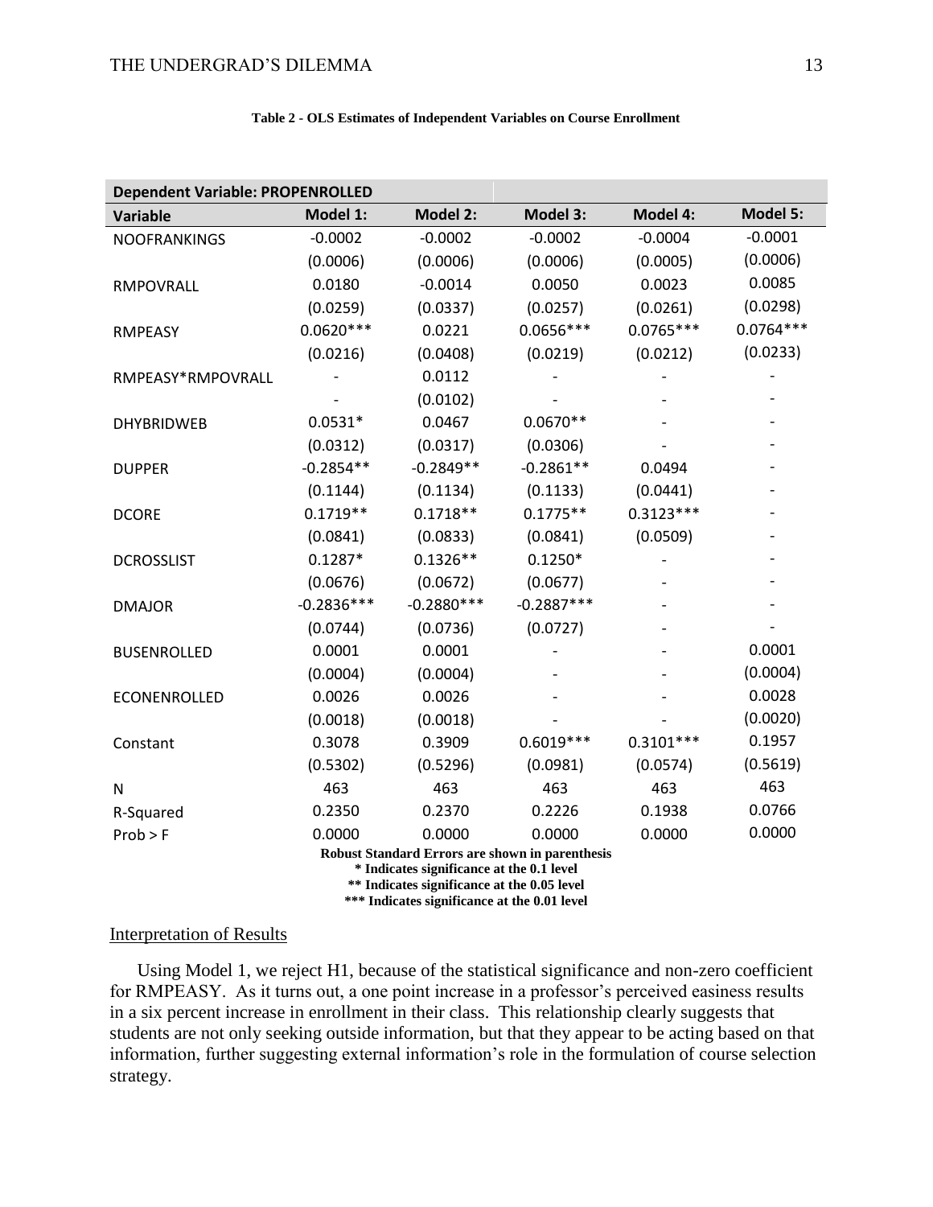**Table 2 - OLS Estimates of Independent Variables on Course Enrollment**

| Dependent Variable: PROPENROLLED | | | | | |
|---|---|---|---|---|---|
| **Variable** | **Model 1:** | **Model 2:** | **Model 3:** | **Model 4:** | **Model 5:** |
| NOOFRANKINGS | -0.0002 | -0.0002 | -0.0002 | -0.0004 | -0.0001 |
| | (0.0006) | (0.0006) | (0.0006) | (0.0005) | (0.0006) |
| RMPOVRALL | 0.0180 | -0.0014 | 0.0050 | 0.0023 | 0.0085 |
| | (0.0259) | (0.0337) | (0.0257) | (0.0261) | (0.0298) |
| RMPEASY | 0.0620*** | 0.0221 | 0.0656*** | 0.0765*** | 0.0764*** |
| | (0.0216) | (0.0408) | (0.0219) | (0.0212) | (0.0233) |
| RMPEASY*RMPOVRALL | - | 0.0112 | - | - | - |
| | - | (0.0102) | - | - | - |
| DHYBRIDWEB | 0.0531* | 0.0467 | 0.0670** | - | - |
| | (0.0312) | (0.0317) | (0.0306) | - | - |
| DUPPER | -0.2854** | -0.2849** | -0.2861** | 0.0494 | - |
| | (0.1144) | (0.1134) | (0.1133) | (0.0441) | - |
| DCORE | 0.1719** | 0.1718** | 0.1775** | 0.3123*** | - |
| | (0.0841) | (0.0833) | (0.0841) | (0.0509) | - |
| DCROSSLIST | 0.1287* | 0.1326** | 0.1250* | - | - |
| | (0.0676) | (0.0672) | (0.0677) | - | - |
| DMAJOR | -0.2836*** | -0.2880*** | -0.2887*** | - | - |
| | (0.0744) | (0.0736) | (0.0727) | - | - |
| BUSENROLLED | 0.0001 | 0.0001 | - | - | 0.0001 |
| | (0.0004) | (0.0004) | - | - | (0.0004) |
| ECONENROLLED | 0.0026 | 0.0026 | - | - | 0.0028 |
| | (0.0018) | (0.0018) | - | - | (0.0020) |
| Constant | 0.3078 | 0.3909 | 0.6019*** | 0.3101*** | 0.1957 |
| | (0.5302) | (0.5296) | (0.0981) | (0.0574) | (0.5619) |
| N | 463 | 463 | 463 | 463 | 463 |
| R-Squared | 0.2350 | 0.2370 | 0.2226 | 0.1938 | 0.0766 |
| Prob > F | 0.0000 | 0.0000 | 0.0000 | 0.0000 | 0.0000 |

**Robust Standard Errors are shown in parenthesis**
**\* Indicates significance at the 0.1 level**
**\*\* Indicates significance at the 0.05 level**
**\*\*\* Indicates significance at the 0.01 level**

<u>Interpretation of Results</u>

Using Model 1, we reject H1, because of the statistical significance and non-zero coefficient for RMPEASY. As it turns out, a one point increase in a professor's perceived easiness results in a six percent increase in enrollment in their class. This relationship clearly suggests that students are not only seeking outside information, but that they appear to be acting based on that information, further suggesting external information's role in the formulation of course selection strategy.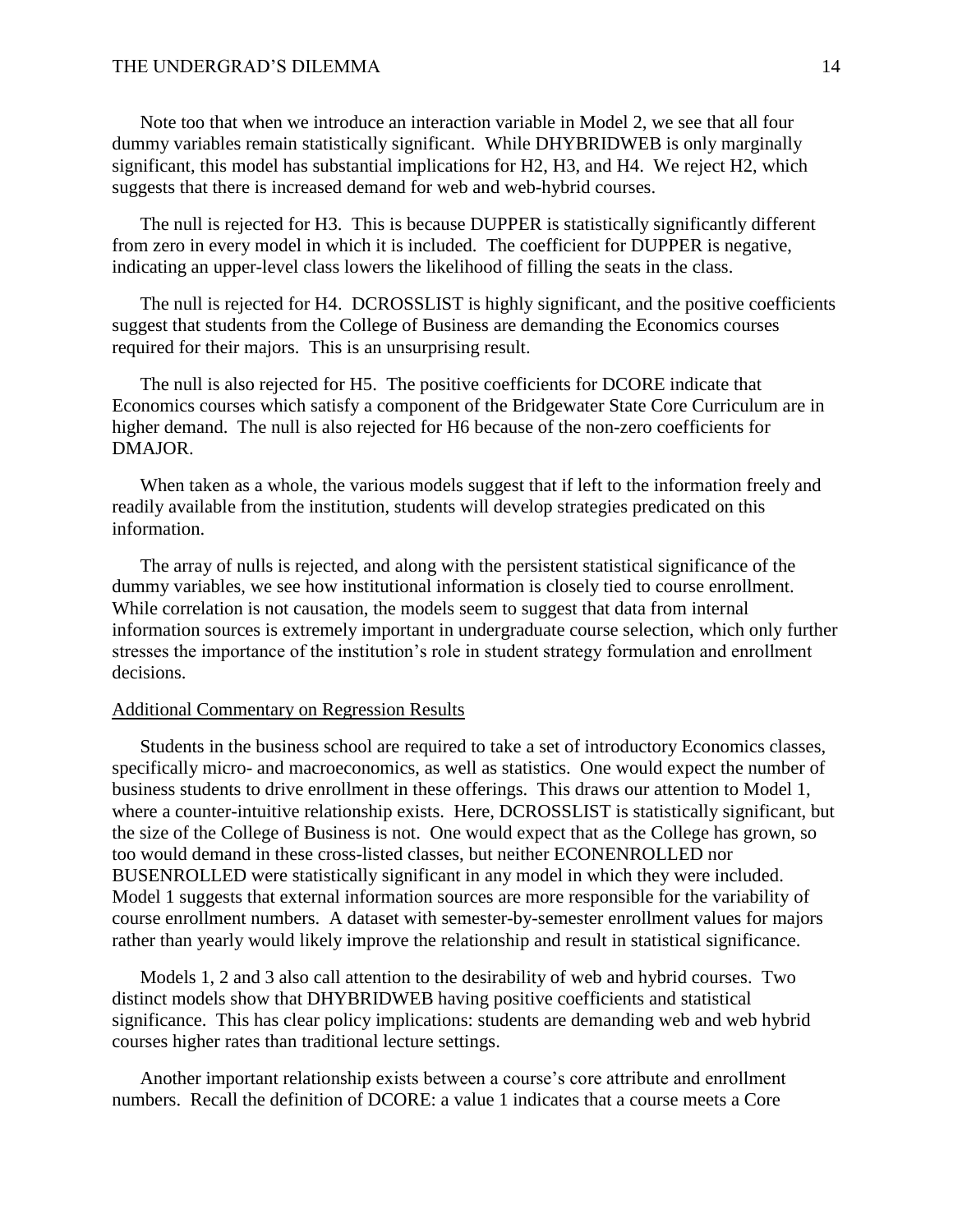Note too that when we introduce an interaction variable in Model 2, we see that all four dummy variables remain statistically significant. While DHYBRIDWEB is only marginally significant, this model has substantial implications for H2, H3, and H4. We reject H2, which suggests that there is increased demand for web and web-hybrid courses.

The null is rejected for H3. This is because DUPPER is statistically significantly different from zero in every model in which it is included. The coefficient for DUPPER is negative, indicating an upper-level class lowers the likelihood of filling the seats in the class.

The null is rejected for H4. DCROSSLIST is highly significant, and the positive coefficients suggest that students from the College of Business are demanding the Economics courses required for their majors. This is an unsurprising result.

The null is also rejected for H5. The positive coefficients for DCORE indicate that Economics courses which satisfy a component of the Bridgewater State Core Curriculum are in higher demand. The null is also rejected for H6 because of the non-zero coefficients for DMAJOR.

When taken as a whole, the various models suggest that if left to the information freely and readily available from the institution, students will develop strategies predicated on this information.

The array of nulls is rejected, and along with the persistent statistical significance of the dummy variables, we see how institutional information is closely tied to course enrollment. While correlation is not causation, the models seem to suggest that data from internal information sources is extremely important in undergraduate course selection, which only further stresses the importance of the institution's role in student strategy formulation and enrollment decisions.

<u>Additional Commentary on Regression Results</u>

Students in the business school are required to take a set of introductory Economics classes, specifically micro- and macroeconomics, as well as statistics. One would expect the number of business students to drive enrollment in these offerings. This draws our attention to Model 1, where a counter-intuitive relationship exists. Here, DCROSSLIST is statistically significant, but the size of the College of Business is not. One would expect that as the College has grown, so too would demand in these cross-listed classes, but neither ECONENROLLED nor BUSENROLLED were statistically significant in any model in which they were included. Model 1 suggests that external information sources are more responsible for the variability of course enrollment numbers. A dataset with semester-by-semester enrollment values for majors rather than yearly would likely improve the relationship and result in statistical significance.

Models 1, 2 and 3 also call attention to the desirability of web and hybrid courses. Two distinct models show that DHYBRIDWEB having positive coefficients and statistical significance. This has clear policy implications: students are demanding web and web hybrid courses higher rates than traditional lecture settings.

Another important relationship exists between a course's core attribute and enrollment numbers. Recall the definition of DCORE: a value 1 indicates that a course meets a Core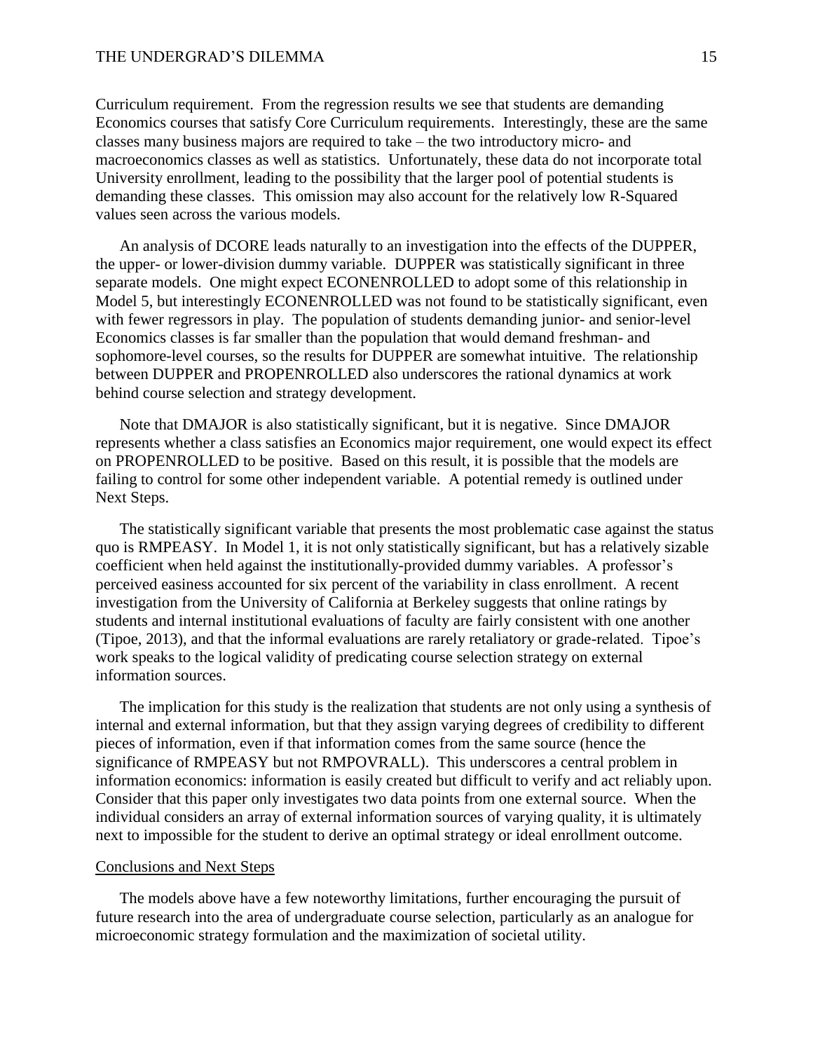Curriculum requirement. From the regression results we see that students are demanding Economics courses that satisfy Core Curriculum requirements. Interestingly, these are the same classes many business majors are required to take – the two introductory micro- and macroeconomics classes as well as statistics. Unfortunately, these data do not incorporate total University enrollment, leading to the possibility that the larger pool of potential students is demanding these classes. This omission may also account for the relatively low R-Squared values seen across the various models.

An analysis of DCORE leads naturally to an investigation into the effects of the DUPPER, the upper- or lower-division dummy variable. DUPPER was statistically significant in three separate models. One might expect ECONENROLLED to adopt some of this relationship in Model 5, but interestingly ECONENROLLED was not found to be statistically significant, even with fewer regressors in play. The population of students demanding junior- and senior-level Economics classes is far smaller than the population that would demand freshman- and sophomore-level courses, so the results for DUPPER are somewhat intuitive. The relationship between DUPPER and PROPENROLLED also underscores the rational dynamics at work behind course selection and strategy development.

Note that DMAJOR is also statistically significant, but it is negative. Since DMAJOR represents whether a class satisfies an Economics major requirement, one would expect its effect on PROPENROLLED to be positive. Based on this result, it is possible that the models are failing to control for some other independent variable. A potential remedy is outlined under Next Steps.

The statistically significant variable that presents the most problematic case against the status quo is RMPEASY. In Model 1, it is not only statistically significant, but has a relatively sizable coefficient when held against the institutionally-provided dummy variables. A professor's perceived easiness accounted for six percent of the variability in class enrollment. A recent investigation from the University of California at Berkeley suggests that online ratings by students and internal institutional evaluations of faculty are fairly consistent with one another (Tipoe, 2013), and that the informal evaluations are rarely retaliatory or grade-related. Tipoe's work speaks to the logical validity of predicating course selection strategy on external information sources.

The implication for this study is the realization that students are not only using a synthesis of internal and external information, but that they assign varying degrees of credibility to different pieces of information, even if that information comes from the same source (hence the significance of RMPEASY but not RMPOVRALL). This underscores a central problem in information economics: information is easily created but difficult to verify and act reliably upon. Consider that this paper only investigates two data points from one external source. When the individual considers an array of external information sources of varying quality, it is ultimately next to impossible for the student to derive an optimal strategy or ideal enrollment outcome.

## Conclusions and Next Steps

The models above have a few noteworthy limitations, further encouraging the pursuit of future research into the area of undergraduate course selection, particularly as an analogue for microeconomic strategy formulation and the maximization of societal utility.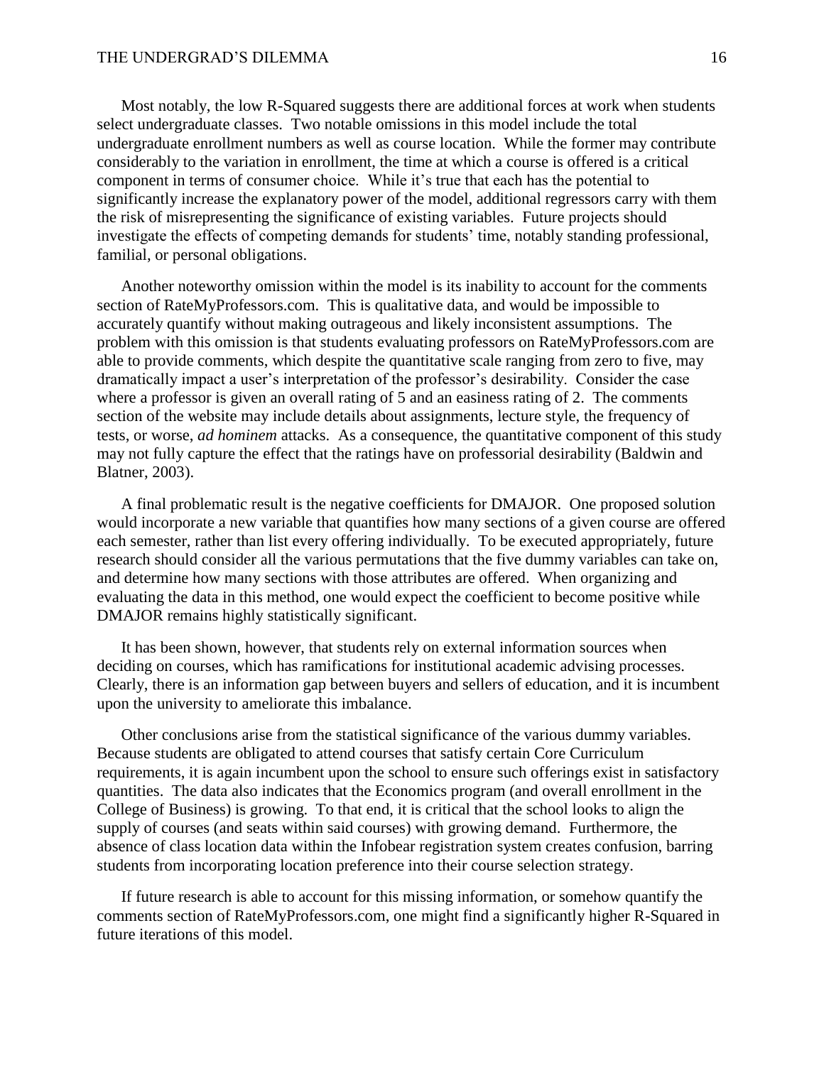Most notably, the low R-Squared suggests there are additional forces at work when students select undergraduate classes. Two notable omissions in this model include the total undergraduate enrollment numbers as well as course location. While the former may contribute considerably to the variation in enrollment, the time at which a course is offered is a critical component in terms of consumer choice. While it's true that each has the potential to significantly increase the explanatory power of the model, additional regressors carry with them the risk of misrepresenting the significance of existing variables. Future projects should investigate the effects of competing demands for students' time, notably standing professional, familial, or personal obligations.

Another noteworthy omission within the model is its inability to account for the comments section of RateMyProfessors.com. This is qualitative data, and would be impossible to accurately quantify without making outrageous and likely inconsistent assumptions. The problem with this omission is that students evaluating professors on RateMyProfessors.com are able to provide comments, which despite the quantitative scale ranging from zero to five, may dramatically impact a user's interpretation of the professor's desirability. Consider the case where a professor is given an overall rating of 5 and an easiness rating of 2. The comments section of the website may include details about assignments, lecture style, the frequency of tests, or worse, *ad hominem* attacks. As a consequence, the quantitative component of this study may not fully capture the effect that the ratings have on professorial desirability (Baldwin and Blatner, 2003).

A final problematic result is the negative coefficients for DMAJOR. One proposed solution would incorporate a new variable that quantifies how many sections of a given course are offered each semester, rather than list every offering individually. To be executed appropriately, future research should consider all the various permutations that the five dummy variables can take on, and determine how many sections with those attributes are offered. When organizing and evaluating the data in this method, one would expect the coefficient to become positive while DMAJOR remains highly statistically significant.

It has been shown, however, that students rely on external information sources when deciding on courses, which has ramifications for institutional academic advising processes. Clearly, there is an information gap between buyers and sellers of education, and it is incumbent upon the university to ameliorate this imbalance.

Other conclusions arise from the statistical significance of the various dummy variables. Because students are obligated to attend courses that satisfy certain Core Curriculum requirements, it is again incumbent upon the school to ensure such offerings exist in satisfactory quantities. The data also indicates that the Economics program (and overall enrollment in the College of Business) is growing. To that end, it is critical that the school looks to align the supply of courses (and seats within said courses) with growing demand. Furthermore, the absence of class location data within the Infobear registration system creates confusion, barring students from incorporating location preference into their course selection strategy.

If future research is able to account for this missing information, or somehow quantify the comments section of RateMyProfessors.com, one might find a significantly higher R-Squared in future iterations of this model.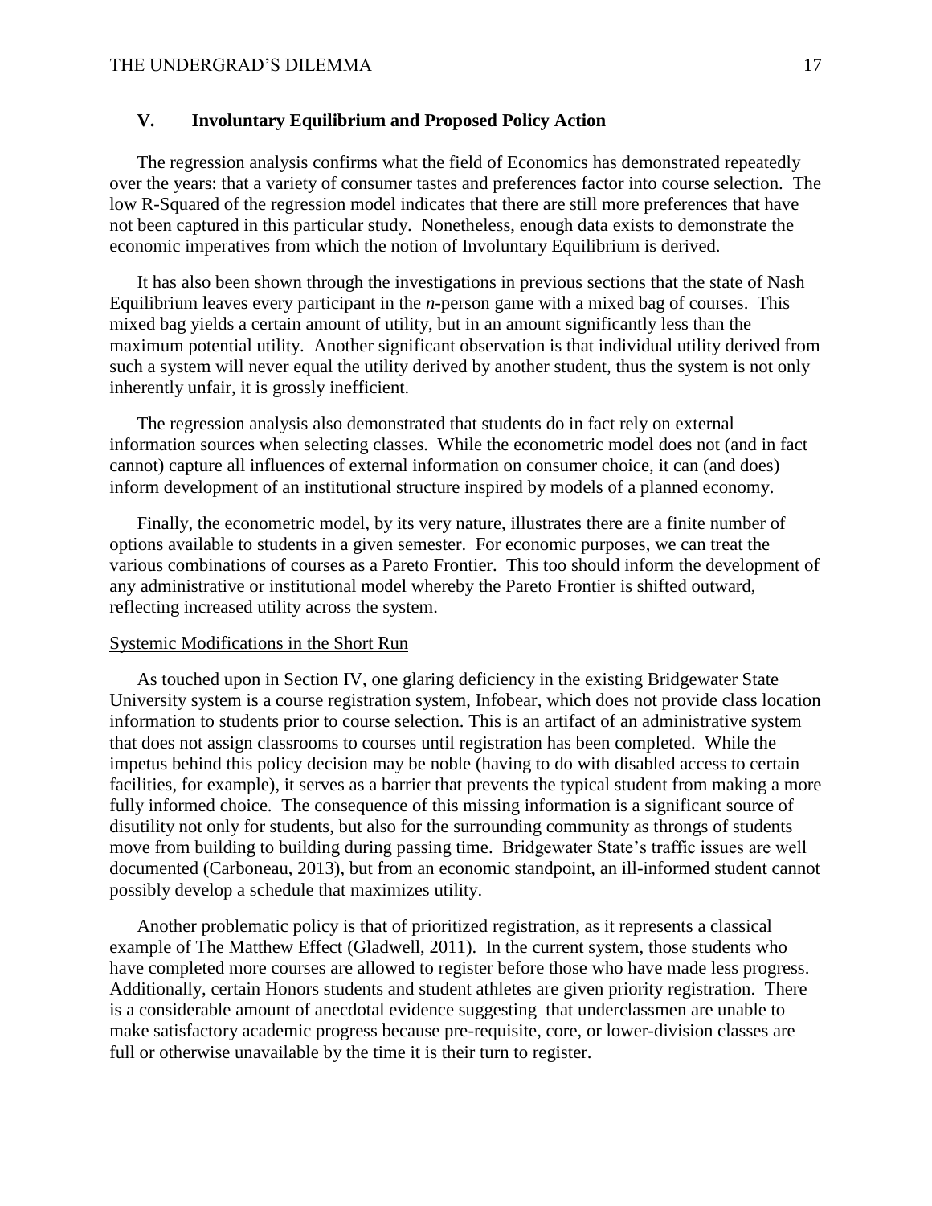## V. Involuntary Equilibrium and Proposed Policy Action

The regression analysis confirms what the field of Economics has demonstrated repeatedly over the years: that a variety of consumer tastes and preferences factor into course selection. The low R-Squared of the regression model indicates that there are still more preferences that have not been captured in this particular study. Nonetheless, enough data exists to demonstrate the economic imperatives from which the notion of Involuntary Equilibrium is derived.

It has also been shown through the investigations in previous sections that the state of Nash Equilibrium leaves every participant in the *n*-person game with a mixed bag of courses. This mixed bag yields a certain amount of utility, but in an amount significantly less than the maximum potential utility. Another significant observation is that individual utility derived from such a system will never equal the utility derived by another student, thus the system is not only inherently unfair, it is grossly inefficient.

The regression analysis also demonstrated that students do in fact rely on external information sources when selecting classes. While the econometric model does not (and in fact cannot) capture all influences of external information on consumer choice, it can (and does) inform development of an institutional structure inspired by models of a planned economy.

Finally, the econometric model, by its very nature, illustrates there are a finite number of options available to students in a given semester. For economic purposes, we can treat the various combinations of courses as a Pareto Frontier. This too should inform the development of any administrative or institutional model whereby the Pareto Frontier is shifted outward, reflecting increased utility across the system.

### Systemic Modifications in the Short Run

As touched upon in Section IV, one glaring deficiency in the existing Bridgewater State University system is a course registration system, Infobear, which does not provide class location information to students prior to course selection. This is an artifact of an administrative system that does not assign classrooms to courses until registration has been completed. While the impetus behind this policy decision may be noble (having to do with disabled access to certain facilities, for example), it serves as a barrier that prevents the typical student from making a more fully informed choice. The consequence of this missing information is a significant source of disutility not only for students, but also for the surrounding community as throngs of students move from building to building during passing time. Bridgewater State's traffic issues are well documented (Carboneau, 2013), but from an economic standpoint, an ill-informed student cannot possibly develop a schedule that maximizes utility.

Another problematic policy is that of prioritized registration, as it represents a classical example of The Matthew Effect (Gladwell, 2011). In the current system, those students who have completed more courses are allowed to register before those who have made less progress. Additionally, certain Honors students and student athletes are given priority registration. There is a considerable amount of anecdotal evidence suggesting that underclassmen are unable to make satisfactory academic progress because pre-requisite, core, or lower-division classes are full or otherwise unavailable by the time it is their turn to register.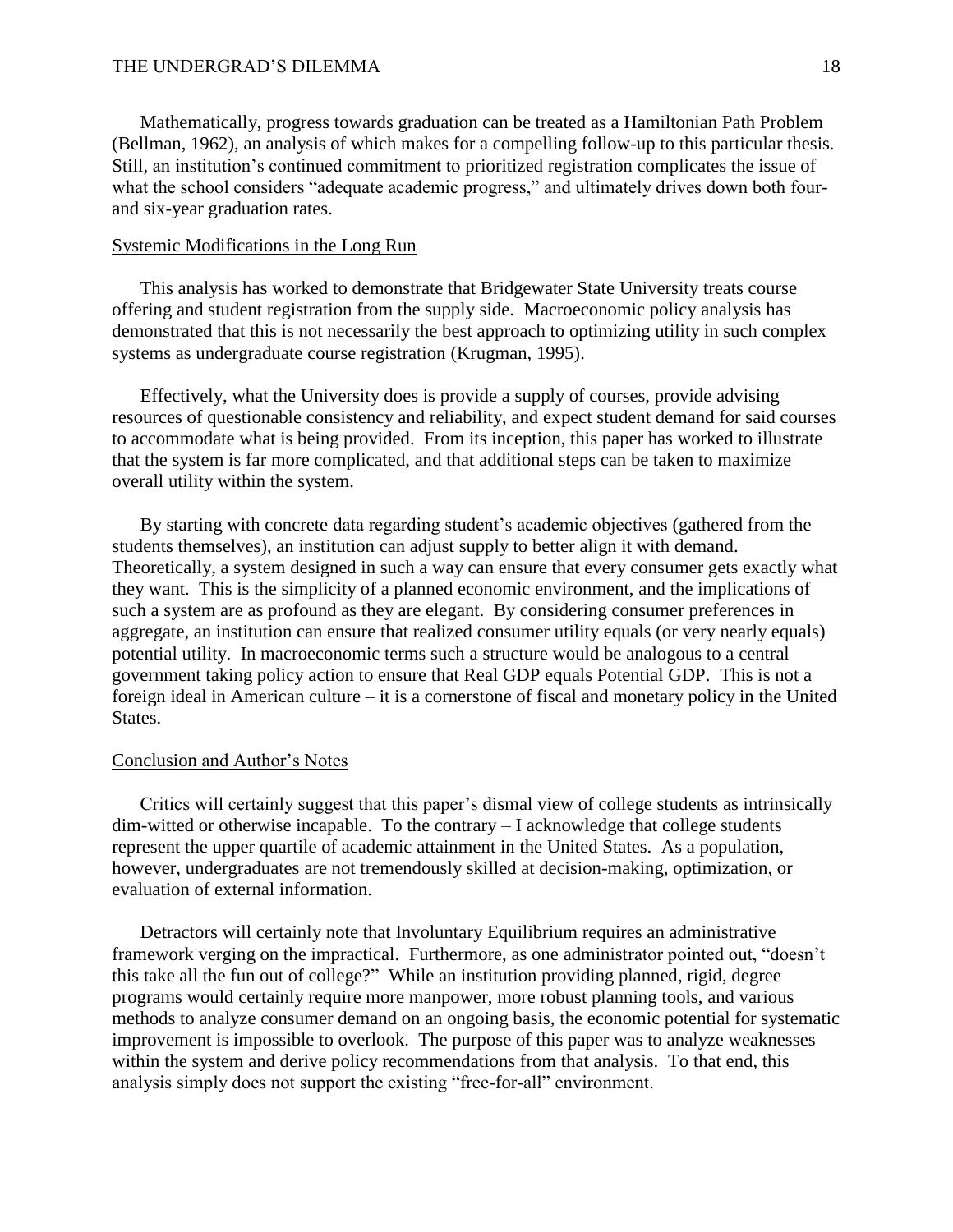Mathematically, progress towards graduation can be treated as a Hamiltonian Path Problem (Bellman, 1962), an analysis of which makes for a compelling follow-up to this particular thesis. Still, an institution's continued commitment to prioritized registration complicates the issue of what the school considers "adequate academic progress," and ultimately drives down both four- and six-year graduation rates.

## Systemic Modifications in the Long Run

This analysis has worked to demonstrate that Bridgewater State University treats course offering and student registration from the supply side. Macroeconomic policy analysis has demonstrated that this is not necessarily the best approach to optimizing utility in such complex systems as undergraduate course registration (Krugman, 1995).

Effectively, what the University does is provide a supply of courses, provide advising resources of questionable consistency and reliability, and expect student demand for said courses to accommodate what is being provided. From its inception, this paper has worked to illustrate that the system is far more complicated, and that additional steps can be taken to maximize overall utility within the system.

By starting with concrete data regarding student's academic objectives (gathered from the students themselves), an institution can adjust supply to better align it with demand. Theoretically, a system designed in such a way can ensure that every consumer gets exactly what they want. This is the simplicity of a planned economic environment, and the implications of such a system are as profound as they are elegant. By considering consumer preferences in aggregate, an institution can ensure that realized consumer utility equals (or very nearly equals) potential utility. In macroeconomic terms such a structure would be analogous to a central government taking policy action to ensure that Real GDP equals Potential GDP. This is not a foreign ideal in American culture – it is a cornerstone of fiscal and monetary policy in the United States.

## Conclusion and Author's Notes

Critics will certainly suggest that this paper's dismal view of college students as intrinsically dim-witted or otherwise incapable. To the contrary – I acknowledge that college students represent the upper quartile of academic attainment in the United States. As a population, however, undergraduates are not tremendously skilled at decision-making, optimization, or evaluation of external information.

Detractors will certainly note that Involuntary Equilibrium requires an administrative framework verging on the impractical. Furthermore, as one administrator pointed out, "doesn't this take all the fun out of college?" While an institution providing planned, rigid, degree programs would certainly require more manpower, more robust planning tools, and various methods to analyze consumer demand on an ongoing basis, the economic potential for systematic improvement is impossible to overlook. The purpose of this paper was to analyze weaknesses within the system and derive policy recommendations from that analysis. To that end, this analysis simply does not support the existing "free-for-all" environment.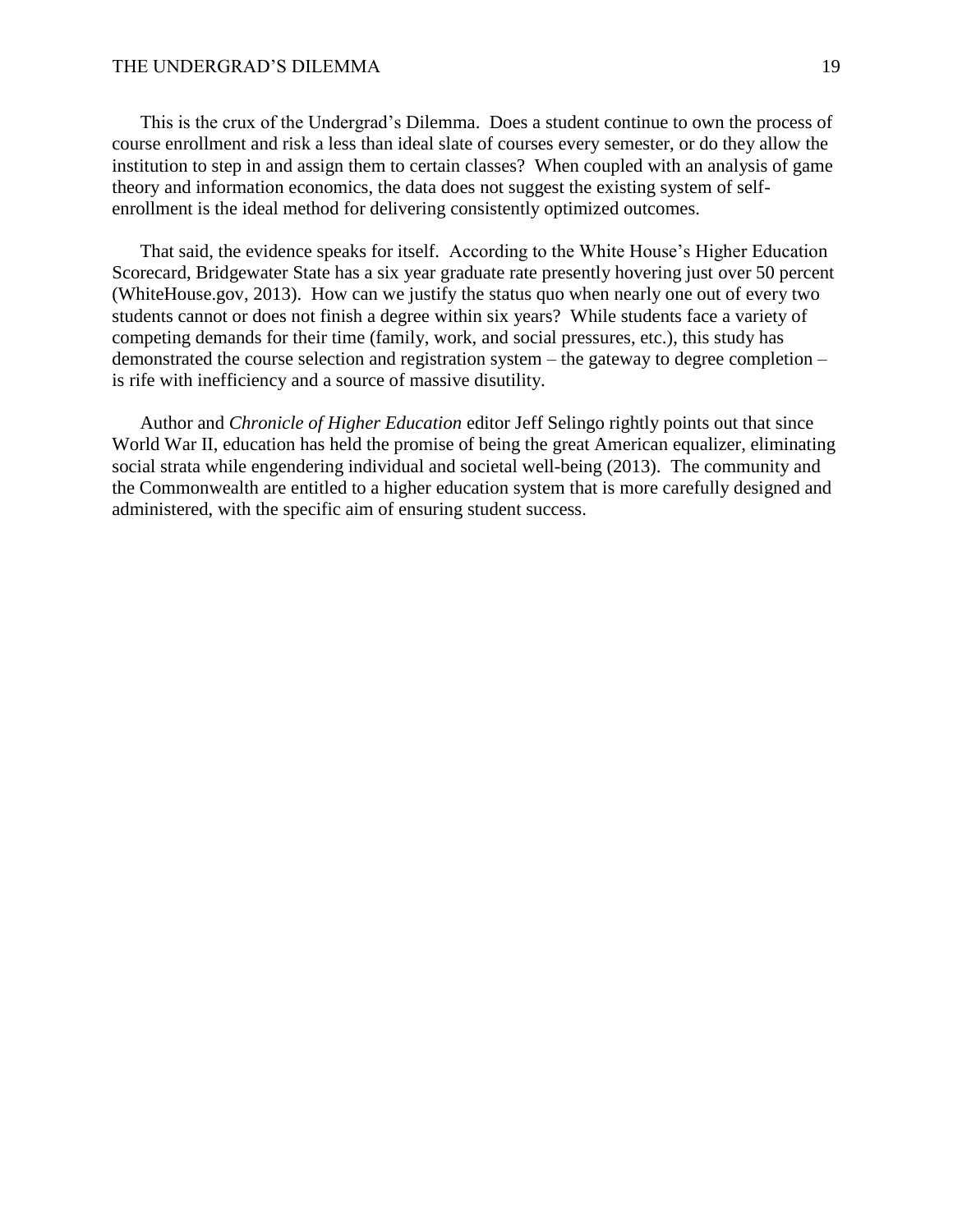This is the crux of the Undergrad's Dilemma. Does a student continue to own the process of course enrollment and risk a less than ideal slate of courses every semester, or do they allow the institution to step in and assign them to certain classes? When coupled with an analysis of game theory and information economics, the data does not suggest the existing system of self-enrollment is the ideal method for delivering consistently optimized outcomes.

That said, the evidence speaks for itself. According to the White House's Higher Education Scorecard, Bridgewater State has a six year graduate rate presently hovering just over 50 percent (WhiteHouse.gov, 2013). How can we justify the status quo when nearly one out of every two students cannot or does not finish a degree within six years? While students face a variety of competing demands for their time (family, work, and social pressures, etc.), this study has demonstrated the course selection and registration system – the gateway to degree completion – is rife with inefficiency and a source of massive disutility.

Author and *Chronicle of Higher Education* editor Jeff Selingo rightly points out that since World War II, education has held the promise of being the great American equalizer, eliminating social strata while engendering individual and societal well-being (2013). The community and the Commonwealth are entitled to a higher education system that is more carefully designed and administered, with the specific aim of ensuring student success.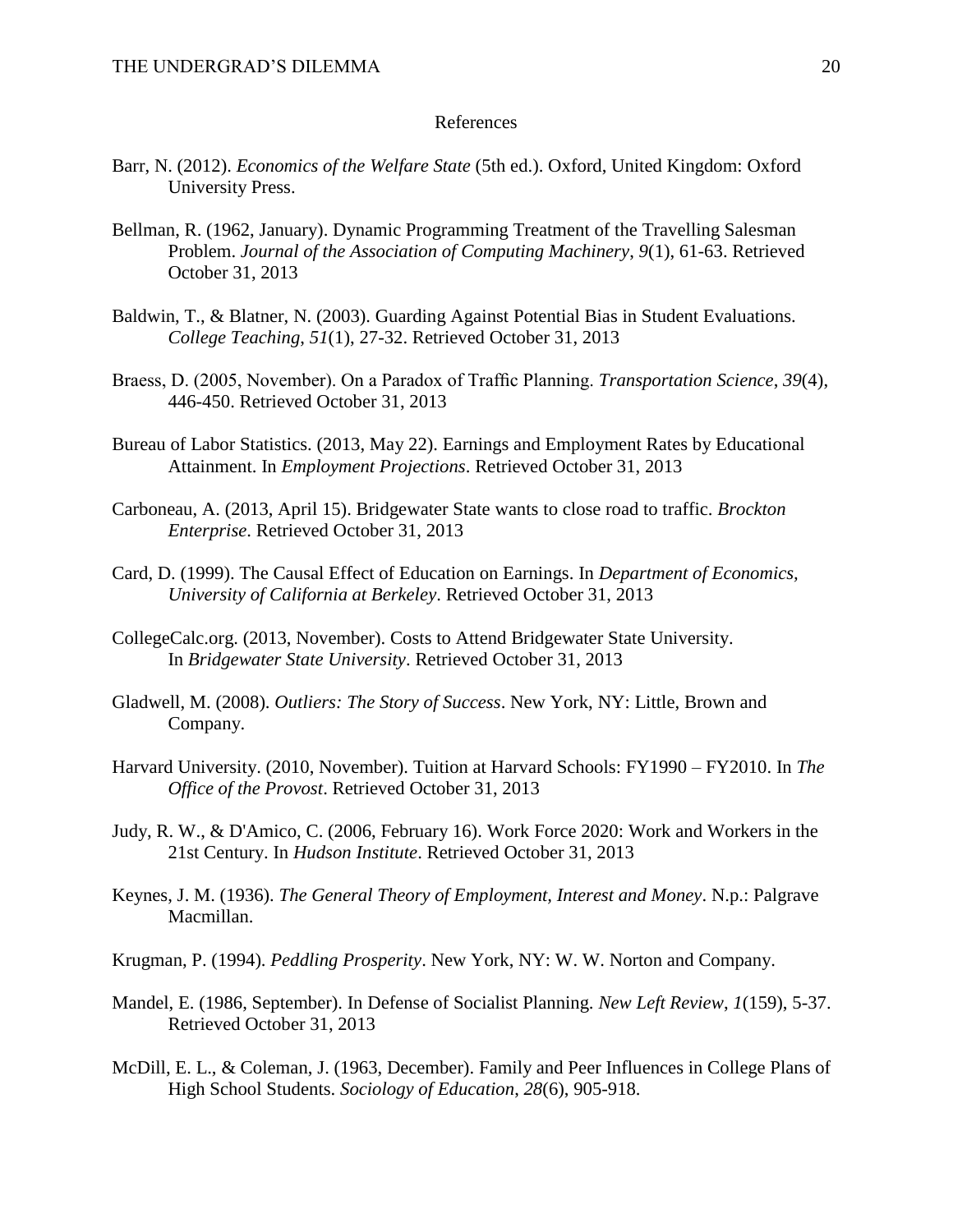References

Barr, N. (2012). *Economics of the Welfare State* (5th ed.). Oxford, United Kingdom: Oxford University Press.

Bellman, R. (1962, January). Dynamic Programming Treatment of the Travelling Salesman Problem. *Journal of the Association of Computing Machinery*, *9*(1), 61-63. Retrieved October 31, 2013

Baldwin, T., & Blatner, N. (2003). Guarding Against Potential Bias in Student Evaluations. *College Teaching*, *51*(1), 27-32. Retrieved October 31, 2013

Braess, D. (2005, November). On a Paradox of Traffic Planning. *Transportation Science*, *39*(4), 446-450. Retrieved October 31, 2013

Bureau of Labor Statistics. (2013, May 22). Earnings and Employment Rates by Educational Attainment. In *Employment Projections*. Retrieved October 31, 2013

Carboneau, A. (2013, April 15). Bridgewater State wants to close road to traffic. *Brockton Enterprise*. Retrieved October 31, 2013

Card, D. (1999). The Causal Effect of Education on Earnings. In *Department of Economics, University of California at Berkeley*. Retrieved October 31, 2013

CollegeCalc.org. (2013, November). Costs to Attend Bridgewater State University. In *Bridgewater State University*. Retrieved October 31, 2013

Gladwell, M. (2008). *Outliers: The Story of Success*. New York, NY: Little, Brown and Company.

Harvard University. (2010, November). Tuition at Harvard Schools: FY1990 – FY2010. In *The Office of the Provost*. Retrieved October 31, 2013

Judy, R. W., & D'Amico, C. (2006, February 16). Work Force 2020: Work and Workers in the 21st Century. In *Hudson Institute*. Retrieved October 31, 2013

Keynes, J. M. (1936). *The General Theory of Employment, Interest and Money*. N.p.: Palgrave Macmillan.

Krugman, P. (1994). *Peddling Prosperity*. New York, NY: W. W. Norton and Company.

Mandel, E. (1986, September). In Defense of Socialist Planning. *New Left Review*, *1*(159), 5-37. Retrieved October 31, 2013

McDill, E. L., & Coleman, J. (1963, December). Family and Peer Influences in College Plans of High School Students. *Sociology of Education*, *28*(6), 905-918.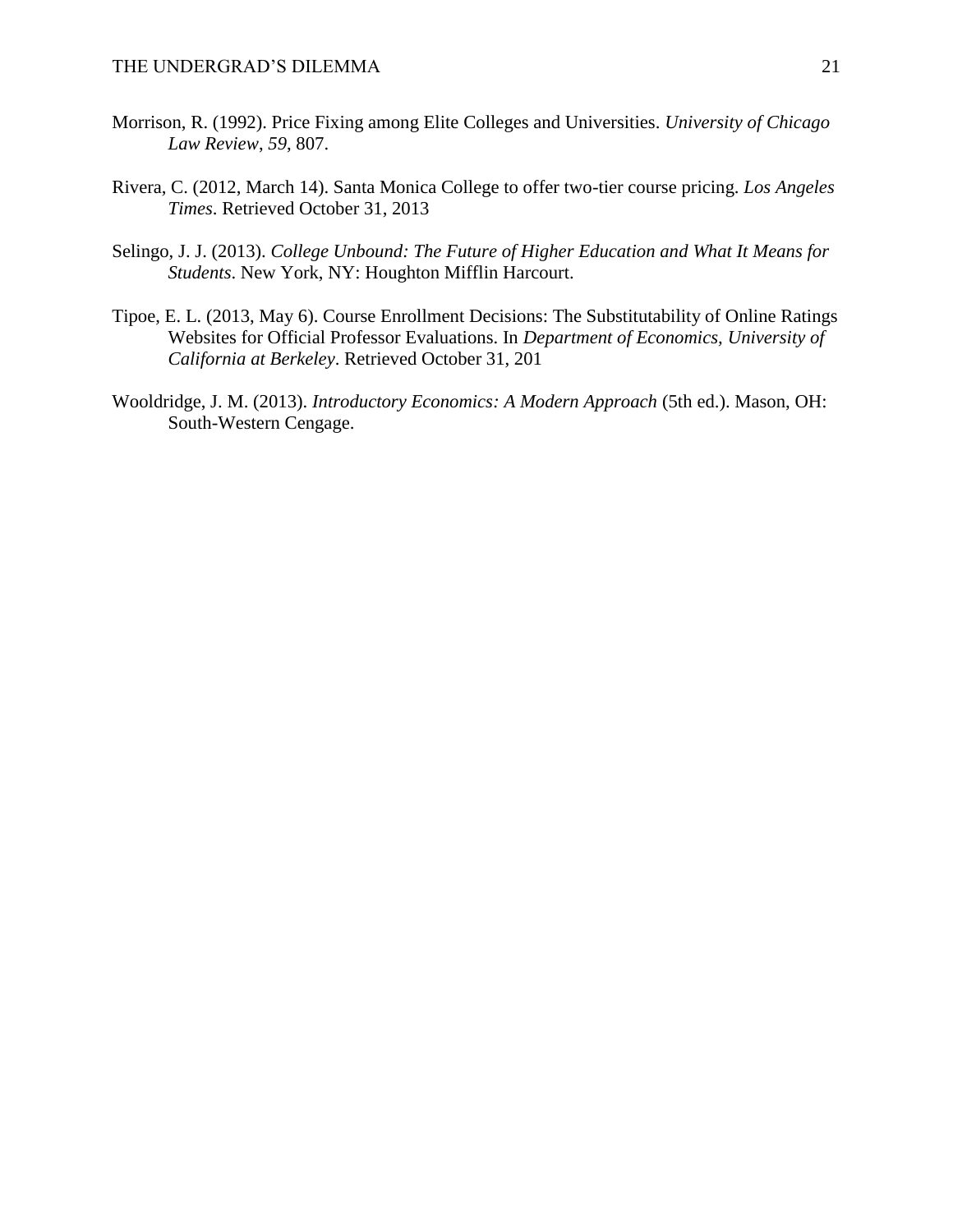Morrison, R. (1992). Price Fixing among Elite Colleges and Universities. *University of Chicago Law Review*, *59*, 807.

Rivera, C. (2012, March 14). Santa Monica College to offer two-tier course pricing. *Los Angeles Times*. Retrieved October 31, 2013

Selingo, J. J. (2013). *College Unbound: The Future of Higher Education and What It Means for Students*. New York, NY: Houghton Mifflin Harcourt.

Tipoe, E. L. (2013, May 6). Course Enrollment Decisions: The Substitutability of Online Ratings Websites for Official Professor Evaluations. In *Department of Economics, University of California at Berkeley*. Retrieved October 31, 201

Wooldridge, J. M. (2013). *Introductory Economics: A Modern Approach* (5th ed.). Mason, OH: South-Western Cengage.